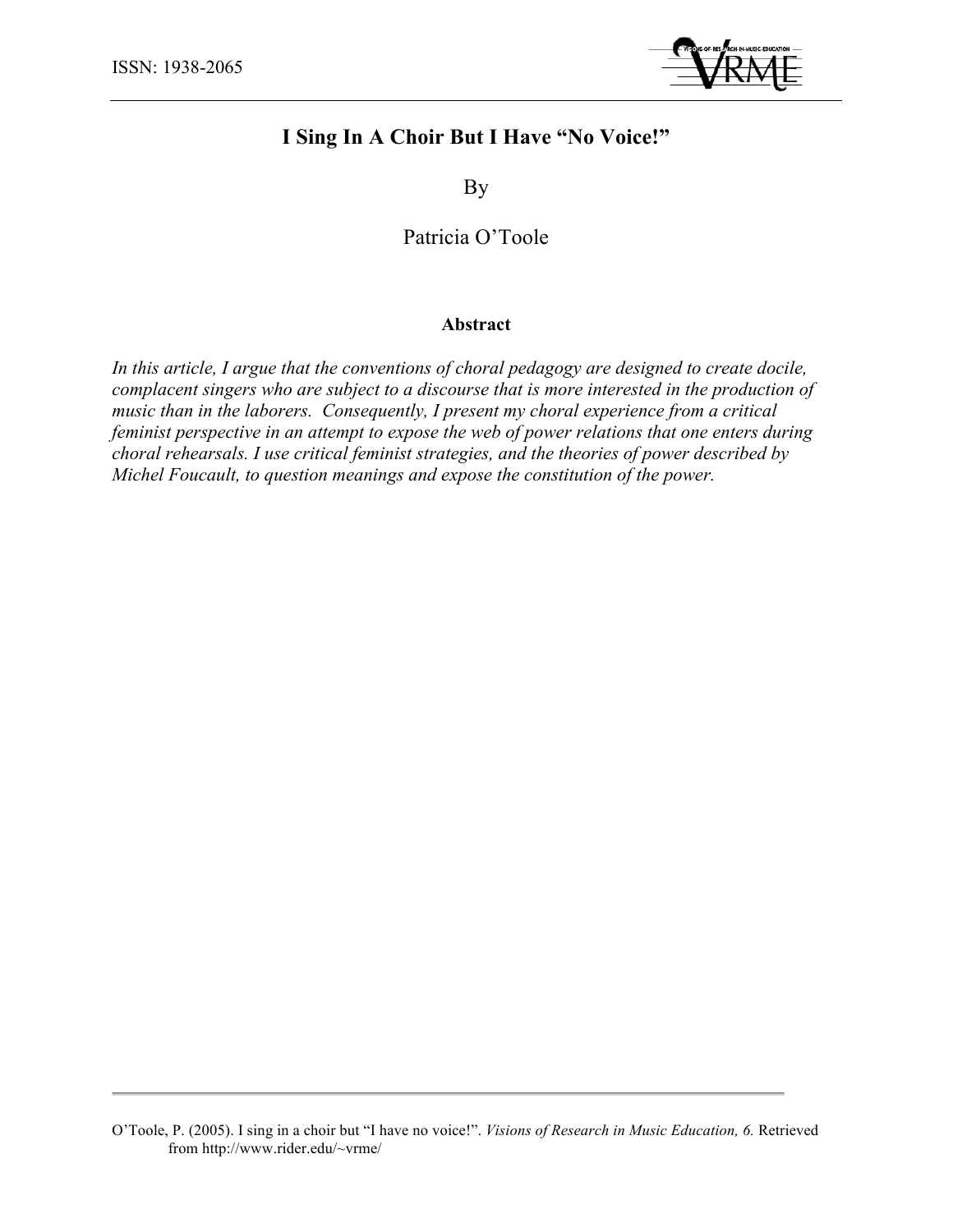ISSN: 1938-2065

# I Sing In A Choir But I Have "No Voice!"

By

Patricia O'Toole

### Abstract

*In this article, I argue that the conventions of choral pedagogy are designed to create docile, complacent singers who are subject to a discourse that is more interested in the production of music than in the laborers. Consequently, I present my choral experience from a critical feminist perspective in an attempt to expose the web of power relations that one enters during choral rehearsals. I use critical feminist strategies, and the theories of power described by Michel Foucault, to question meanings and expose the constitution of the power.*

O'Toole, P. (2005). I sing in a choir but "I have no voice!". *Visions of Research in Music Education, 6.* Retrieved from http://www.rider.edu/~vrme/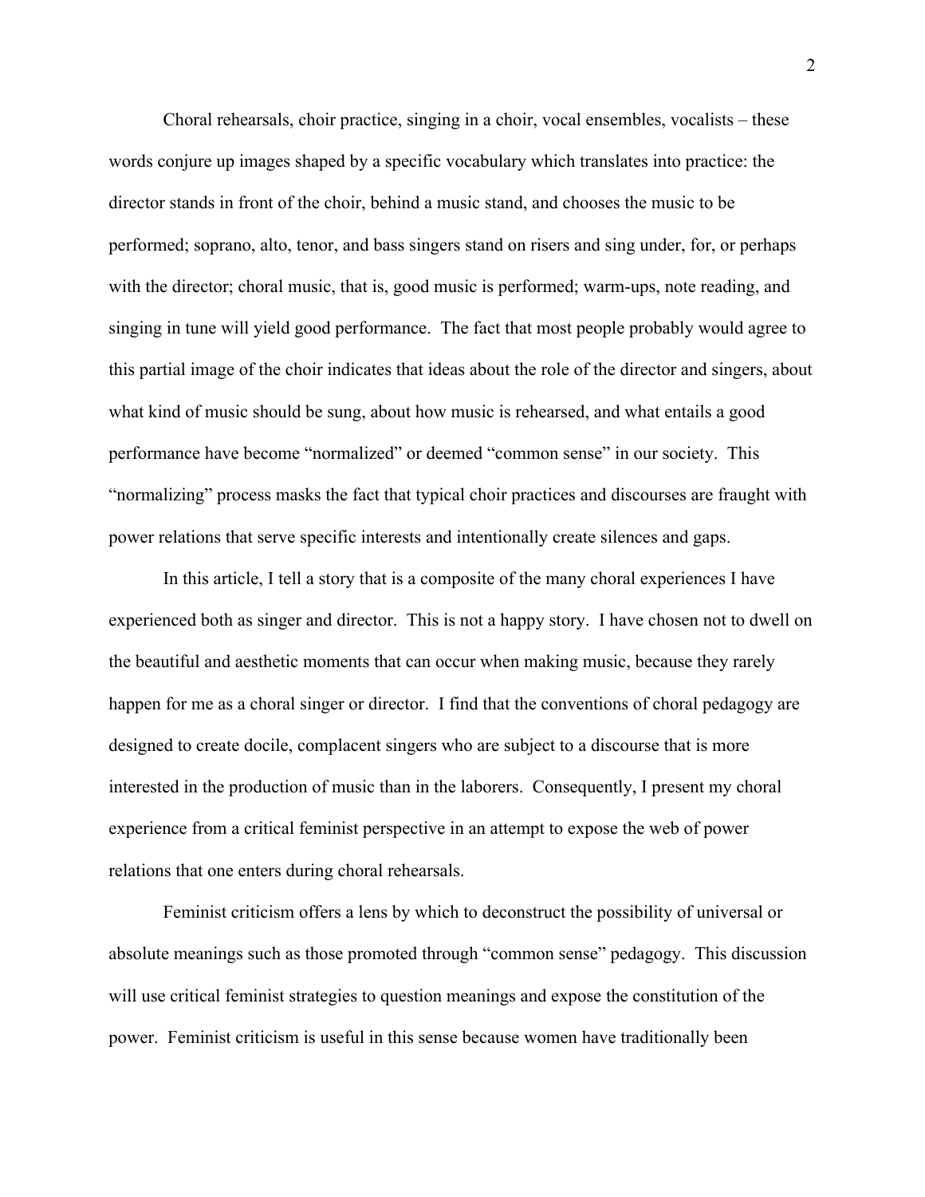Choral rehearsals, choir practice, singing in a choir, vocal ensembles, vocalists – these words conjure up images shaped by a specific vocabulary which translates into practice: the director stands in front of the choir, behind a music stand, and chooses the music to be performed; soprano, alto, tenor, and bass singers stand on risers and sing under, for, or perhaps with the director; choral music, that is, good music is performed; warm-ups, note reading, and singing in tune will yield good performance. The fact that most people probably would agree to this partial image of the choir indicates that ideas about the role of the director and singers, about what kind of music should be sung, about how music is rehearsed, and what entails a good performance have become "normalized" or deemed "common sense" in our society. This "normalizing" process masks the fact that typical choir practices and discourses are fraught with power relations that serve specific interests and intentionally create silences and gaps.

In this article, I tell a story that is a composite of the many choral experiences I have experienced both as singer and director. This is not a happy story. I have chosen not to dwell on the beautiful and aesthetic moments that can occur when making music, because they rarely happen for me as a choral singer or director. I find that the conventions of choral pedagogy are designed to create docile, complacent singers who are subject to a discourse that is more interested in the production of music than in the laborers. Consequently, I present my choral experience from a critical feminist perspective in an attempt to expose the web of power relations that one enters during choral rehearsals.

Feminist criticism offers a lens by which to deconstruct the possibility of universal or absolute meanings such as those promoted through "common sense" pedagogy. This discussion will use critical feminist strategies to question meanings and expose the constitution of the power. Feminist criticism is useful in this sense because women have traditionally been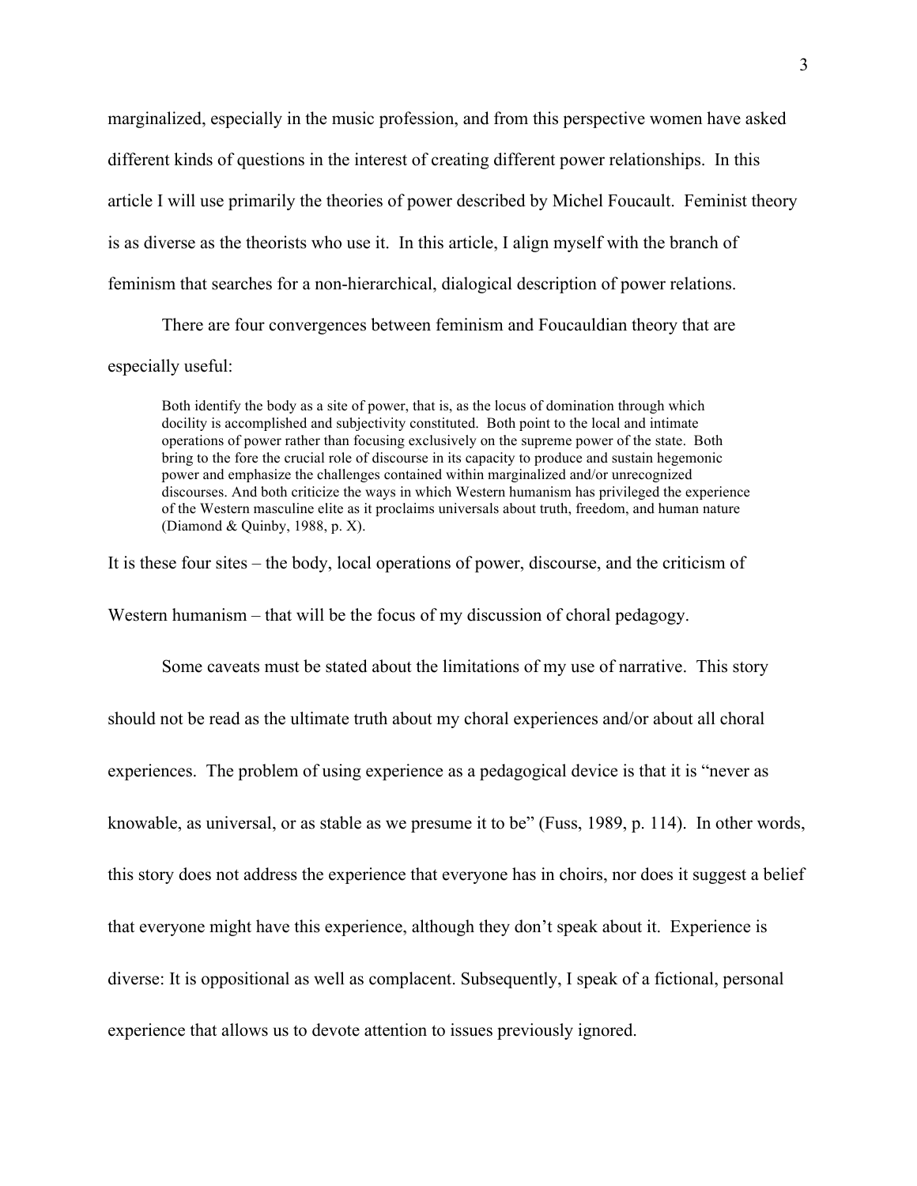marginalized, especially in the music profession, and from this perspective women have asked different kinds of questions in the interest of creating different power relationships. In this article I will use primarily the theories of power described by Michel Foucault. Feminist theory is as diverse as the theorists who use it. In this article, I align myself with the branch of feminism that searches for a non-hierarchical, dialogical description of power relations.

There are four convergences between feminism and Foucauldian theory that are especially useful:

> Both identify the body as a site of power, that is, as the locus of domination through which docility is accomplished and subjectivity constituted. Both point to the local and intimate operations of power rather than focusing exclusively on the supreme power of the state. Both bring to the fore the crucial role of discourse in its capacity to produce and sustain hegemonic power and emphasize the challenges contained within marginalized and/or unrecognized discourses. And both criticize the ways in which Western humanism has privileged the experience of the Western masculine elite as it proclaims universals about truth, freedom, and human nature (Diamond & Quinby, 1988, p. X).

It is these four sites – the body, local operations of power, discourse, and the criticism of Western humanism – that will be the focus of my discussion of choral pedagogy.

Some caveats must be stated about the limitations of my use of narrative. This story should not be read as the ultimate truth about my choral experiences and/or about all choral experiences. The problem of using experience as a pedagogical device is that it is "never as knowable, as universal, or as stable as we presume it to be" (Fuss, 1989, p. 114). In other words, this story does not address the experience that everyone has in choirs, nor does it suggest a belief that everyone might have this experience, although they don't speak about it. Experience is diverse: It is oppositional as well as complacent. Subsequently, I speak of a fictional, personal experience that allows us to devote attention to issues previously ignored.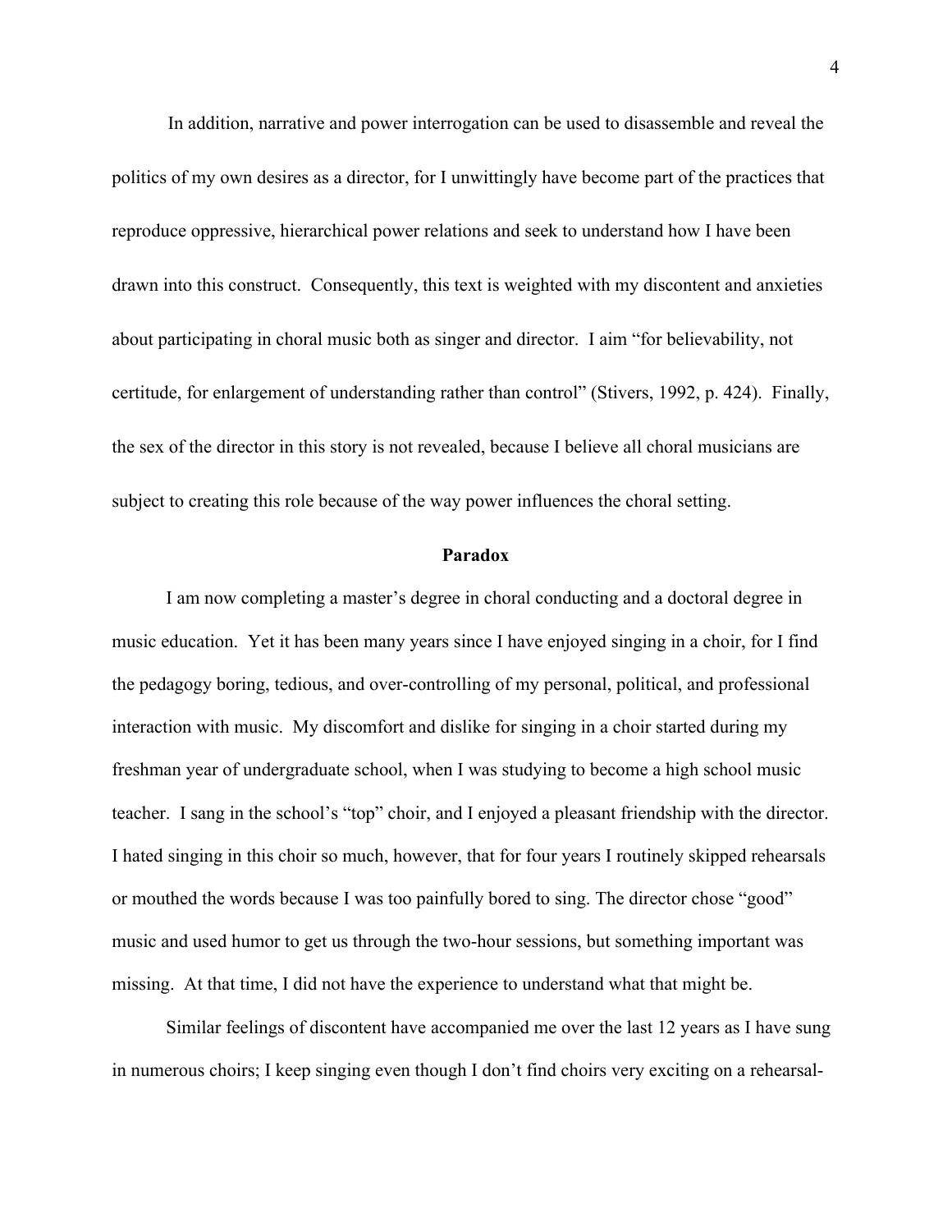In addition, narrative and power interrogation can be used to disassemble and reveal the politics of my own desires as a director, for I unwittingly have become part of the practices that reproduce oppressive, hierarchical power relations and seek to understand how I have been drawn into this construct. Consequently, this text is weighted with my discontent and anxieties about participating in choral music both as singer and director. I aim "for believability, not certitude, for enlargement of understanding rather than control" (Stivers, 1992, p. 424). Finally, the sex of the director in this story is not revealed, because I believe all choral musicians are subject to creating this role because of the way power influences the choral setting.

## Paradox

I am now completing a master's degree in choral conducting and a doctoral degree in music education. Yet it has been many years since I have enjoyed singing in a choir, for I find the pedagogy boring, tedious, and over-controlling of my personal, political, and professional interaction with music. My discomfort and dislike for singing in a choir started during my freshman year of undergraduate school, when I was studying to become a high school music teacher. I sang in the school's "top" choir, and I enjoyed a pleasant friendship with the director. I hated singing in this choir so much, however, that for four years I routinely skipped rehearsals or mouthed the words because I was too painfully bored to sing. The director chose "good" music and used humor to get us through the two-hour sessions, but something important was missing. At that time, I did not have the experience to understand what that might be.

Similar feelings of discontent have accompanied me over the last 12 years as I have sung in numerous choirs; I keep singing even though I don't find choirs very exciting on a rehearsal-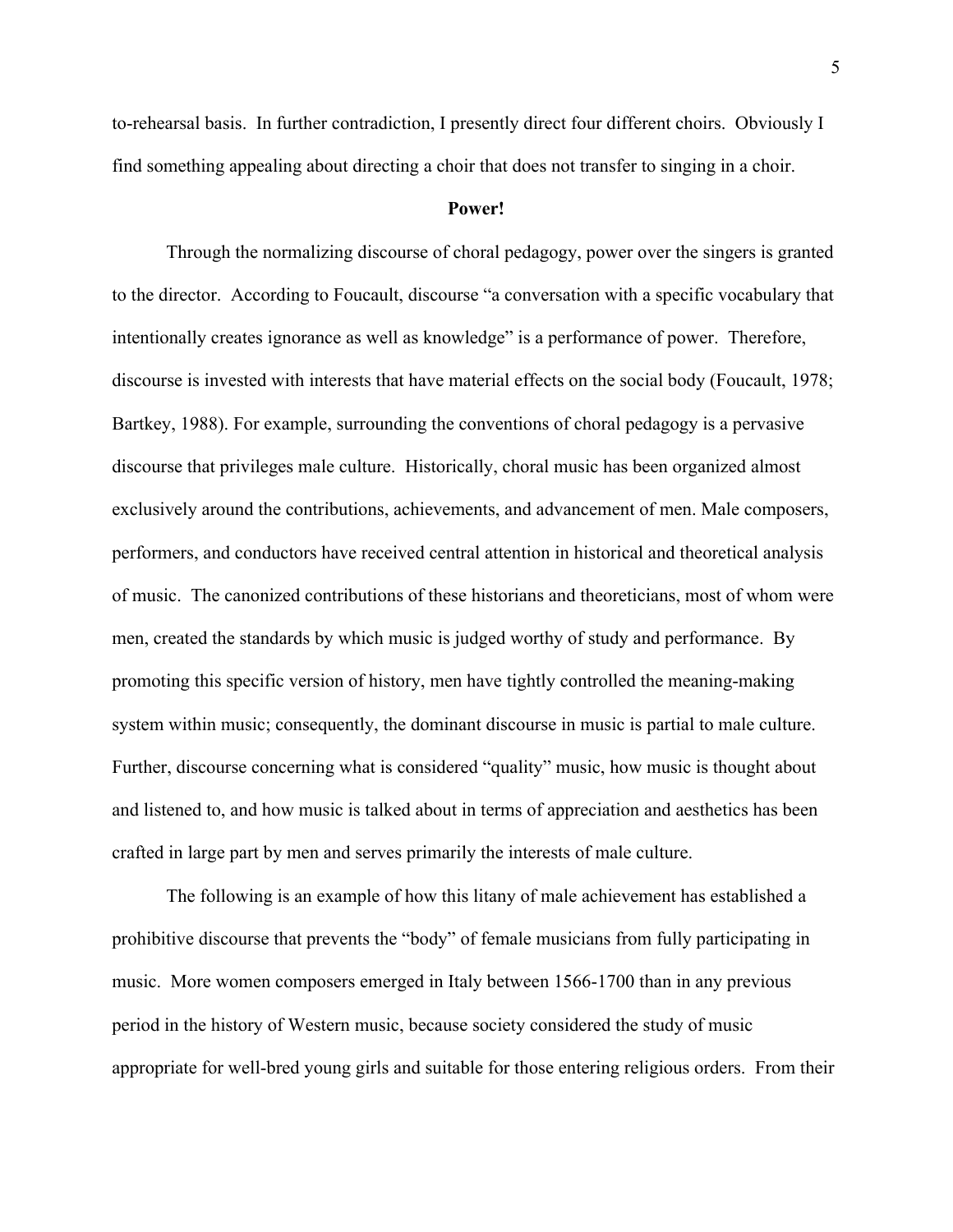to-rehearsal basis. In further contradiction, I presently direct four different choirs. Obviously I find something appealing about directing a choir that does not transfer to singing in a choir.

**Power!**

Through the normalizing discourse of choral pedagogy, power over the singers is granted to the director. According to Foucault, discourse "a conversation with a specific vocabulary that intentionally creates ignorance as well as knowledge" is a performance of power. Therefore, discourse is invested with interests that have material effects on the social body (Foucault, 1978; Bartkey, 1988). For example, surrounding the conventions of choral pedagogy is a pervasive discourse that privileges male culture. Historically, choral music has been organized almost exclusively around the contributions, achievements, and advancement of men. Male composers, performers, and conductors have received central attention in historical and theoretical analysis of music. The canonized contributions of these historians and theoreticians, most of whom were men, created the standards by which music is judged worthy of study and performance. By promoting this specific version of history, men have tightly controlled the meaning-making system within music; consequently, the dominant discourse in music is partial to male culture. Further, discourse concerning what is considered "quality" music, how music is thought about and listened to, and how music is talked about in terms of appreciation and aesthetics has been crafted in large part by men and serves primarily the interests of male culture.

The following is an example of how this litany of male achievement has established a prohibitive discourse that prevents the "body" of female musicians from fully participating in music. More women composers emerged in Italy between 1566-1700 than in any previous period in the history of Western music, because society considered the study of music appropriate for well-bred young girls and suitable for those entering religious orders. From their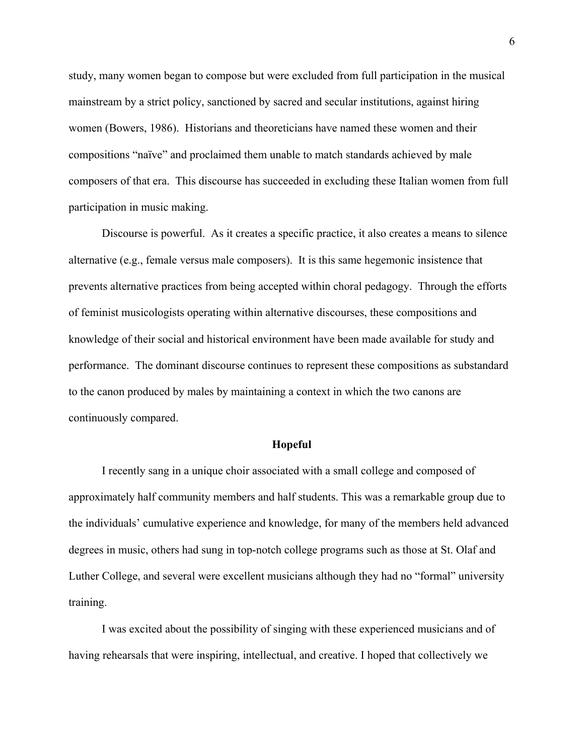study, many women began to compose but were excluded from full participation in the musical mainstream by a strict policy, sanctioned by sacred and secular institutions, against hiring women (Bowers, 1986). Historians and theoreticians have named these women and their compositions "naïve" and proclaimed them unable to match standards achieved by male composers of that era. This discourse has succeeded in excluding these Italian women from full participation in music making.

Discourse is powerful. As it creates a specific practice, it also creates a means to silence alternative (e.g., female versus male composers). It is this same hegemonic insistence that prevents alternative practices from being accepted within choral pedagogy. Through the efforts of feminist musicologists operating within alternative discourses, these compositions and knowledge of their social and historical environment have been made available for study and performance. The dominant discourse continues to represent these compositions as substandard to the canon produced by males by maintaining a context in which the two canons are continuously compared.

**Hopeful**

I recently sang in a unique choir associated with a small college and composed of approximately half community members and half students. This was a remarkable group due to the individuals' cumulative experience and knowledge, for many of the members held advanced degrees in music, others had sung in top-notch college programs such as those at St. Olaf and Luther College, and several were excellent musicians although they had no "formal" university training.

I was excited about the possibility of singing with these experienced musicians and of having rehearsals that were inspiring, intellectual, and creative. I hoped that collectively we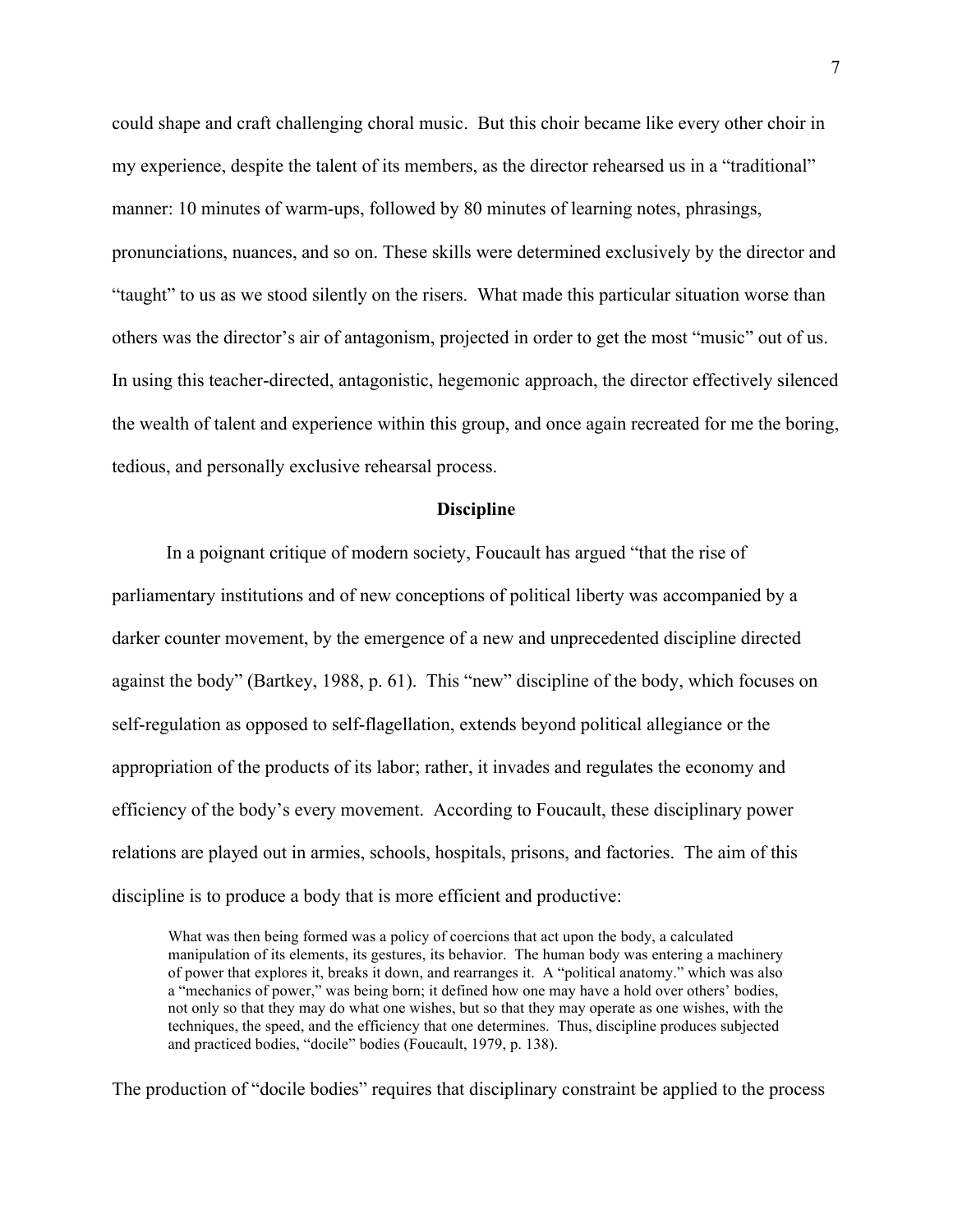could shape and craft challenging choral music. But this choir became like every other choir in my experience, despite the talent of its members, as the director rehearsed us in a "traditional" manner: 10 minutes of warm-ups, followed by 80 minutes of learning notes, phrasings, pronunciations, nuances, and so on. These skills were determined exclusively by the director and "taught" to us as we stood silently on the risers. What made this particular situation worse than others was the director's air of antagonism, projected in order to get the most "music" out of us. In using this teacher-directed, antagonistic, hegemonic approach, the director effectively silenced the wealth of talent and experience within this group, and once again recreated for me the boring, tedious, and personally exclusive rehearsal process.

## Discipline

In a poignant critique of modern society, Foucault has argued "that the rise of parliamentary institutions and of new conceptions of political liberty was accompanied by a darker counter movement, by the emergence of a new and unprecedented discipline directed against the body" (Bartkey, 1988, p. 61). This "new" discipline of the body, which focuses on self-regulation as opposed to self-flagellation, extends beyond political allegiance or the appropriation of the products of its labor; rather, it invades and regulates the economy and efficiency of the body's every movement. According to Foucault, these disciplinary power relations are played out in armies, schools, hospitals, prisons, and factories. The aim of this discipline is to produce a body that is more efficient and productive:

> What was then being formed was a policy of coercions that act upon the body, a calculated manipulation of its elements, its gestures, its behavior. The human body was entering a machinery of power that explores it, breaks it down, and rearranges it. A "political anatomy." which was also a "mechanics of power," was being born; it defined how one may have a hold over others' bodies, not only so that they may do what one wishes, but so that they may operate as one wishes, with the techniques, the speed, and the efficiency that one determines. Thus, discipline produces subjected and practiced bodies, "docile" bodies (Foucault, 1979, p. 138).

The production of "docile bodies" requires that disciplinary constraint be applied to the process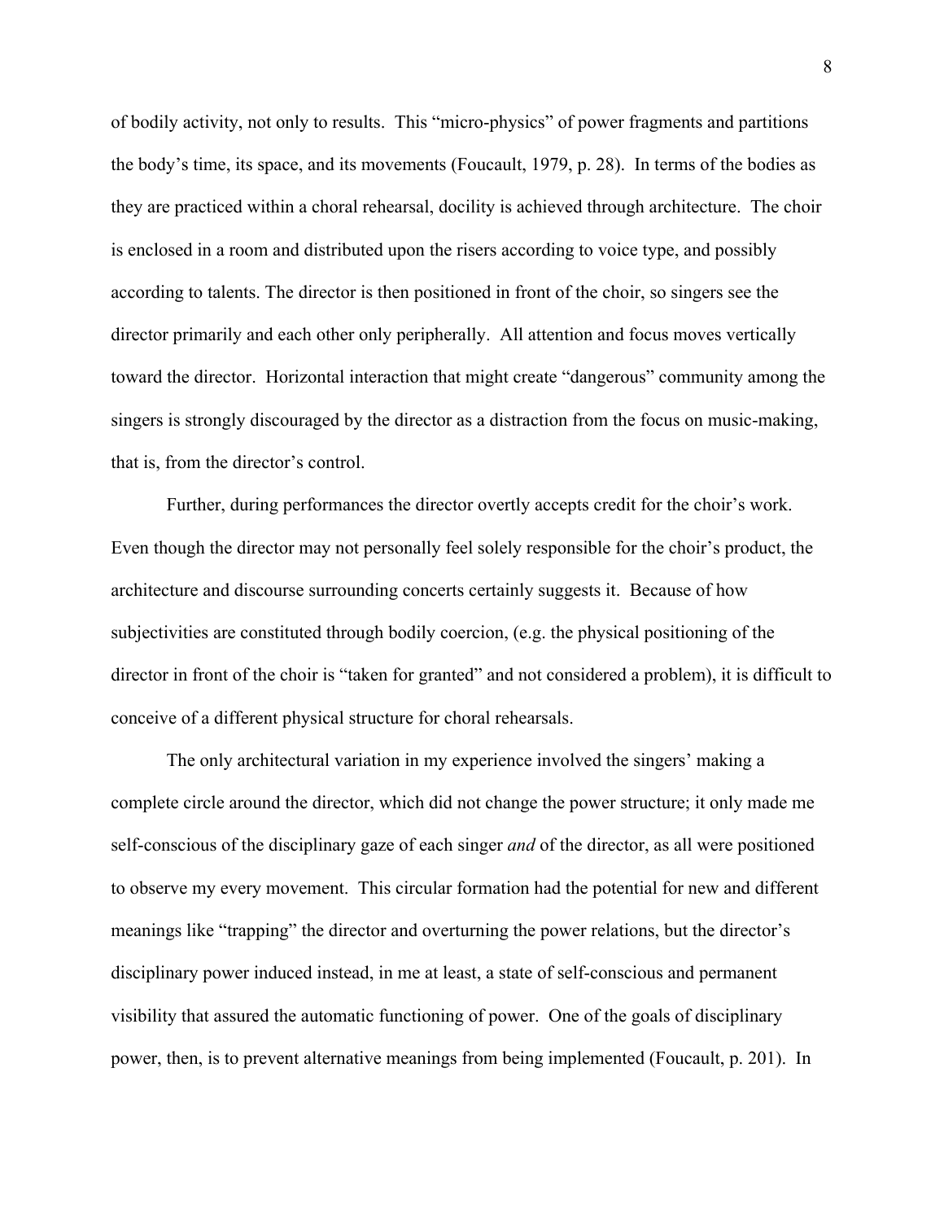of bodily activity, not only to results. This "micro-physics" of power fragments and partitions the body's time, its space, and its movements (Foucault, 1979, p. 28). In terms of the bodies as they are practiced within a choral rehearsal, docility is achieved through architecture. The choir is enclosed in a room and distributed upon the risers according to voice type, and possibly according to talents. The director is then positioned in front of the choir, so singers see the director primarily and each other only peripherally. All attention and focus moves vertically toward the director. Horizontal interaction that might create "dangerous" community among the singers is strongly discouraged by the director as a distraction from the focus on music-making, that is, from the director's control.

Further, during performances the director overtly accepts credit for the choir's work. Even though the director may not personally feel solely responsible for the choir's product, the architecture and discourse surrounding concerts certainly suggests it. Because of how subjectivities are constituted through bodily coercion, (e.g. the physical positioning of the director in front of the choir is "taken for granted" and not considered a problem), it is difficult to conceive of a different physical structure for choral rehearsals.

The only architectural variation in my experience involved the singers' making a complete circle around the director, which did not change the power structure; it only made me self-conscious of the disciplinary gaze of each singer *and* of the director, as all were positioned to observe my every movement. This circular formation had the potential for new and different meanings like "trapping" the director and overturning the power relations, but the director's disciplinary power induced instead, in me at least, a state of self-conscious and permanent visibility that assured the automatic functioning of power. One of the goals of disciplinary power, then, is to prevent alternative meanings from being implemented (Foucault, p. 201). In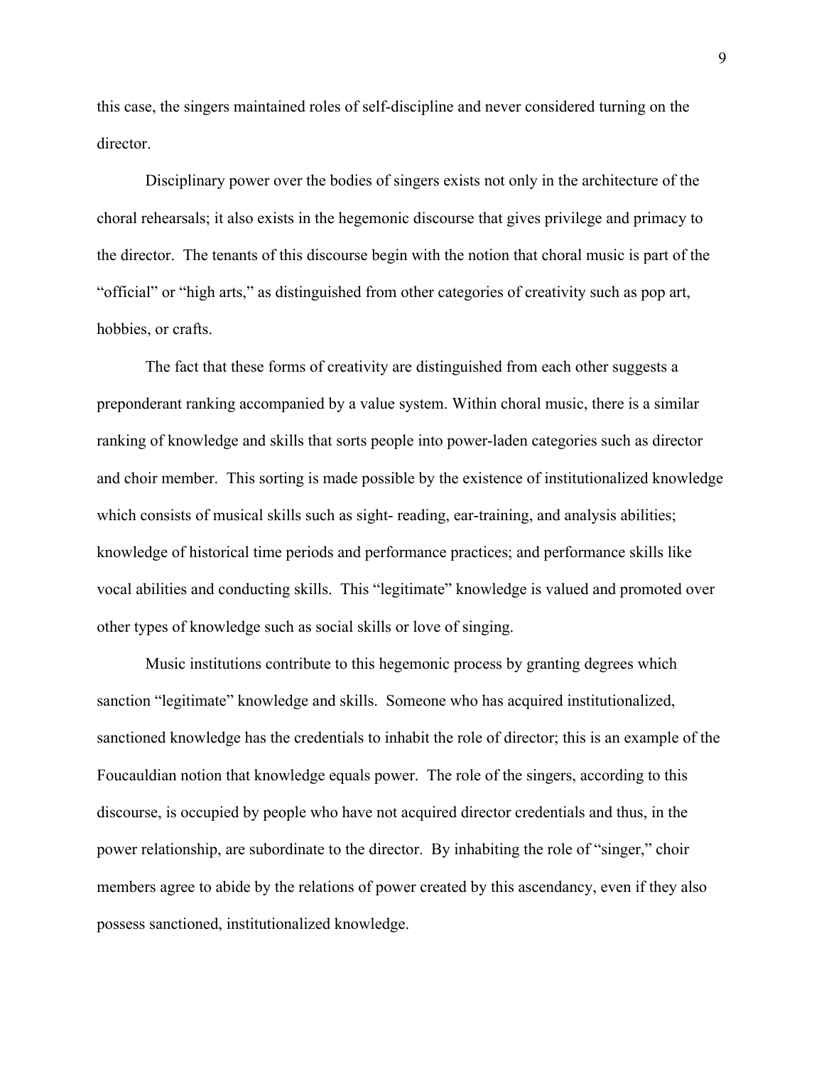this case, the singers maintained roles of self-discipline and never considered turning on the director.

Disciplinary power over the bodies of singers exists not only in the architecture of the choral rehearsals; it also exists in the hegemonic discourse that gives privilege and primacy to the director. The tenants of this discourse begin with the notion that choral music is part of the "official" or "high arts," as distinguished from other categories of creativity such as pop art, hobbies, or crafts.

The fact that these forms of creativity are distinguished from each other suggests a preponderant ranking accompanied by a value system. Within choral music, there is a similar ranking of knowledge and skills that sorts people into power-laden categories such as director and choir member. This sorting is made possible by the existence of institutionalized knowledge which consists of musical skills such as sight- reading, ear-training, and analysis abilities; knowledge of historical time periods and performance practices; and performance skills like vocal abilities and conducting skills. This "legitimate" knowledge is valued and promoted over other types of knowledge such as social skills or love of singing.

Music institutions contribute to this hegemonic process by granting degrees which sanction "legitimate" knowledge and skills. Someone who has acquired institutionalized, sanctioned knowledge has the credentials to inhabit the role of director; this is an example of the Foucauldian notion that knowledge equals power. The role of the singers, according to this discourse, is occupied by people who have not acquired director credentials and thus, in the power relationship, are subordinate to the director. By inhabiting the role of "singer," choir members agree to abide by the relations of power created by this ascendancy, even if they also possess sanctioned, institutionalized knowledge.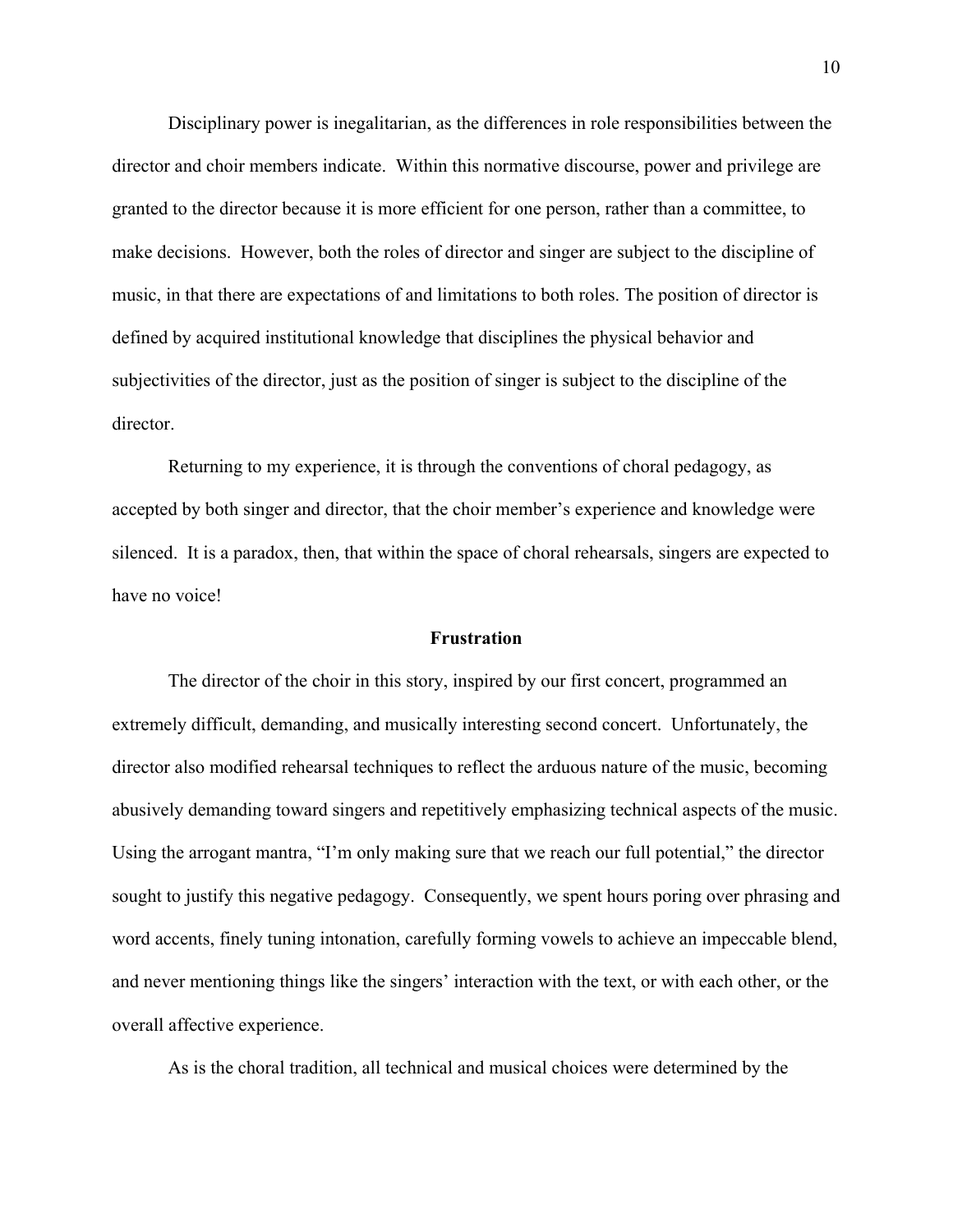Disciplinary power is inegalitarian, as the differences in role responsibilities between the director and choir members indicate. Within this normative discourse, power and privilege are granted to the director because it is more efficient for one person, rather than a committee, to make decisions. However, both the roles of director and singer are subject to the discipline of music, in that there are expectations of and limitations to both roles. The position of director is defined by acquired institutional knowledge that disciplines the physical behavior and subjectivities of the director, just as the position of singer is subject to the discipline of the director.

Returning to my experience, it is through the conventions of choral pedagogy, as accepted by both singer and director, that the choir member's experience and knowledge were silenced. It is a paradox, then, that within the space of choral rehearsals, singers are expected to have no voice!

## Frustration

The director of the choir in this story, inspired by our first concert, programmed an extremely difficult, demanding, and musically interesting second concert. Unfortunately, the director also modified rehearsal techniques to reflect the arduous nature of the music, becoming abusively demanding toward singers and repetitively emphasizing technical aspects of the music. Using the arrogant mantra, "I'm only making sure that we reach our full potential," the director sought to justify this negative pedagogy. Consequently, we spent hours poring over phrasing and word accents, finely tuning intonation, carefully forming vowels to achieve an impeccable blend, and never mentioning things like the singers' interaction with the text, or with each other, or the overall affective experience.

As is the choral tradition, all technical and musical choices were determined by the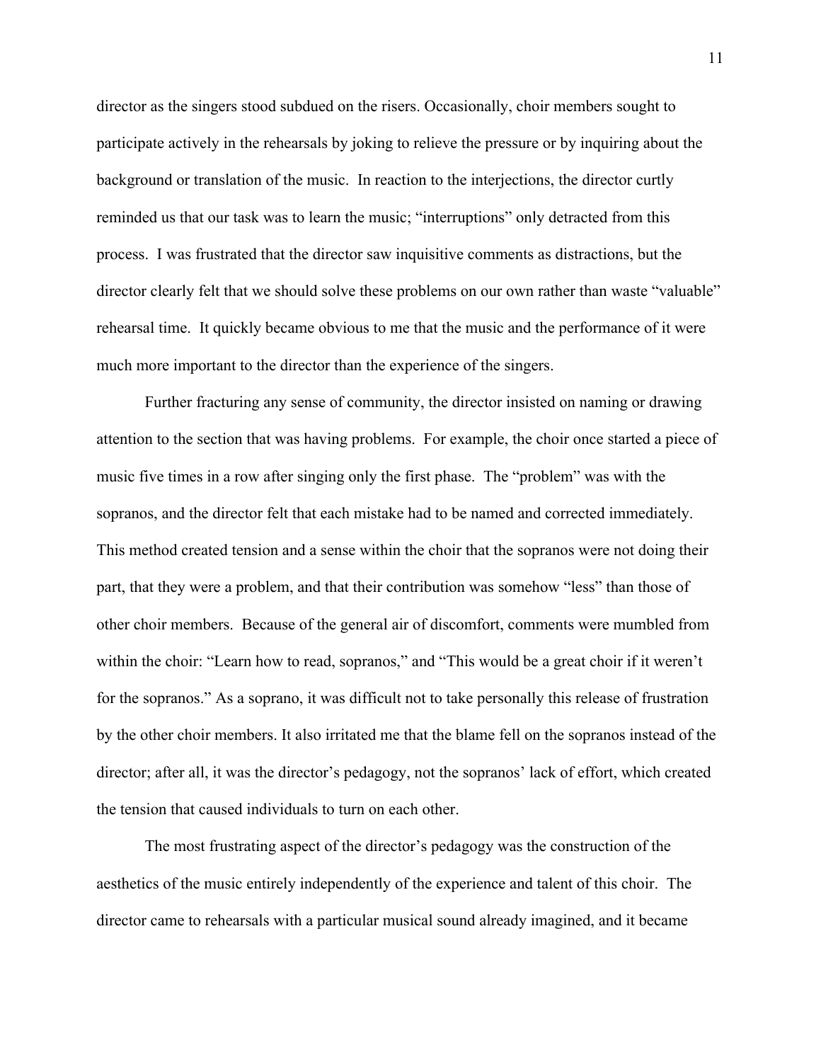director as the singers stood subdued on the risers. Occasionally, choir members sought to participate actively in the rehearsals by joking to relieve the pressure or by inquiring about the background or translation of the music. In reaction to the interjections, the director curtly reminded us that our task was to learn the music; "interruptions" only detracted from this process. I was frustrated that the director saw inquisitive comments as distractions, but the director clearly felt that we should solve these problems on our own rather than waste "valuable" rehearsal time. It quickly became obvious to me that the music and the performance of it were much more important to the director than the experience of the singers.

Further fracturing any sense of community, the director insisted on naming or drawing attention to the section that was having problems. For example, the choir once started a piece of music five times in a row after singing only the first phase. The "problem" was with the sopranos, and the director felt that each mistake had to be named and corrected immediately. This method created tension and a sense within the choir that the sopranos were not doing their part, that they were a problem, and that their contribution was somehow "less" than those of other choir members. Because of the general air of discomfort, comments were mumbled from within the choir: "Learn how to read, sopranos," and "This would be a great choir if it weren't for the sopranos." As a soprano, it was difficult not to take personally this release of frustration by the other choir members. It also irritated me that the blame fell on the sopranos instead of the director; after all, it was the director's pedagogy, not the sopranos' lack of effort, which created the tension that caused individuals to turn on each other.

The most frustrating aspect of the director's pedagogy was the construction of the aesthetics of the music entirely independently of the experience and talent of this choir. The director came to rehearsals with a particular musical sound already imagined, and it became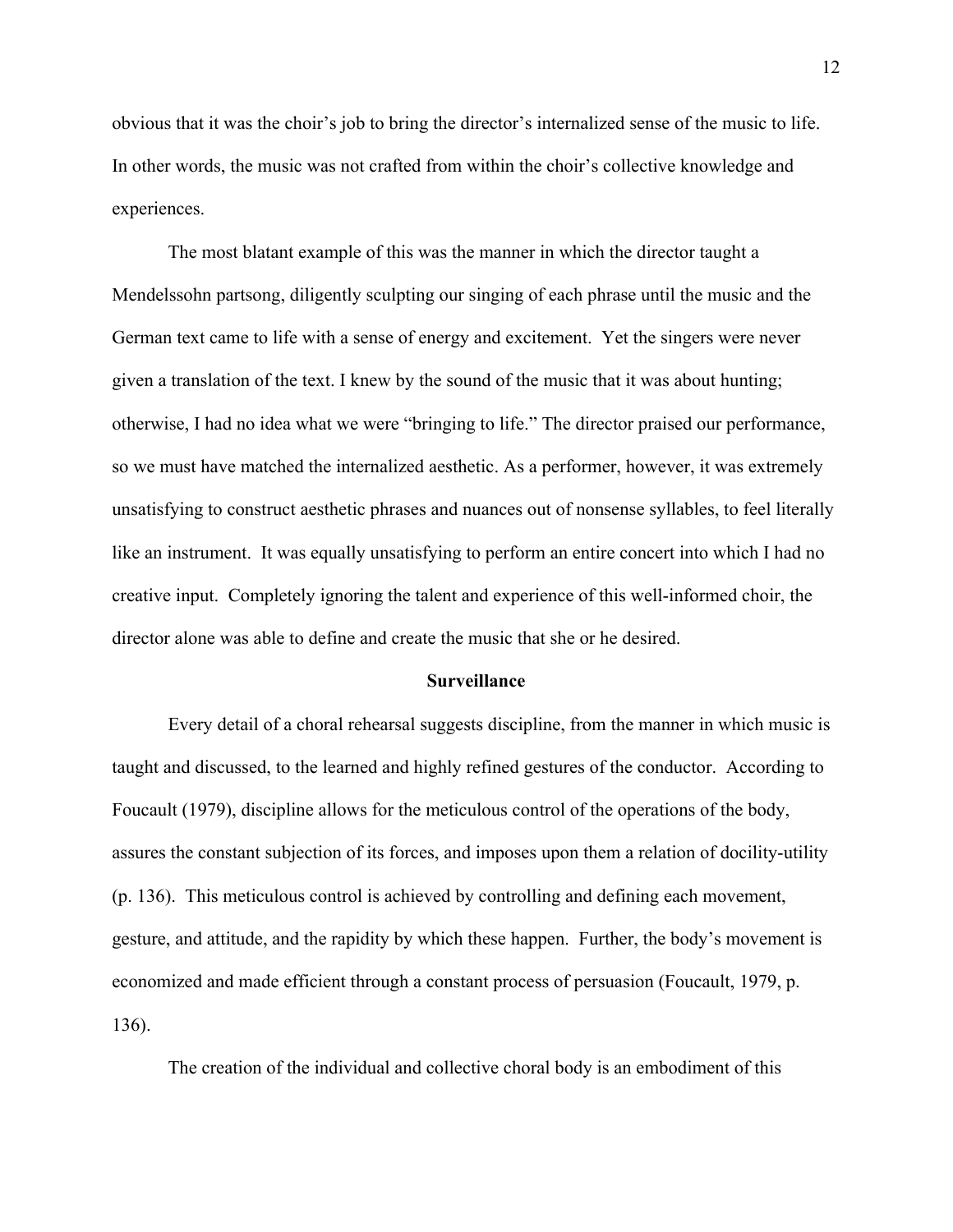obvious that it was the choir's job to bring the director's internalized sense of the music to life. In other words, the music was not crafted from within the choir's collective knowledge and experiences.

The most blatant example of this was the manner in which the director taught a Mendelssohn partsong, diligently sculpting our singing of each phrase until the music and the German text came to life with a sense of energy and excitement. Yet the singers were never given a translation of the text. I knew by the sound of the music that it was about hunting; otherwise, I had no idea what we were "bringing to life." The director praised our performance, so we must have matched the internalized aesthetic. As a performer, however, it was extremely unsatisfying to construct aesthetic phrases and nuances out of nonsense syllables, to feel literally like an instrument. It was equally unsatisfying to perform an entire concert into which I had no creative input. Completely ignoring the talent and experience of this well-informed choir, the director alone was able to define and create the music that she or he desired.

## Surveillance

Every detail of a choral rehearsal suggests discipline, from the manner in which music is taught and discussed, to the learned and highly refined gestures of the conductor. According to Foucault (1979), discipline allows for the meticulous control of the operations of the body, assures the constant subjection of its forces, and imposes upon them a relation of docility-utility (p. 136). This meticulous control is achieved by controlling and defining each movement, gesture, and attitude, and the rapidity by which these happen. Further, the body's movement is economized and made efficient through a constant process of persuasion (Foucault, 1979, p. 136).

The creation of the individual and collective choral body is an embodiment of this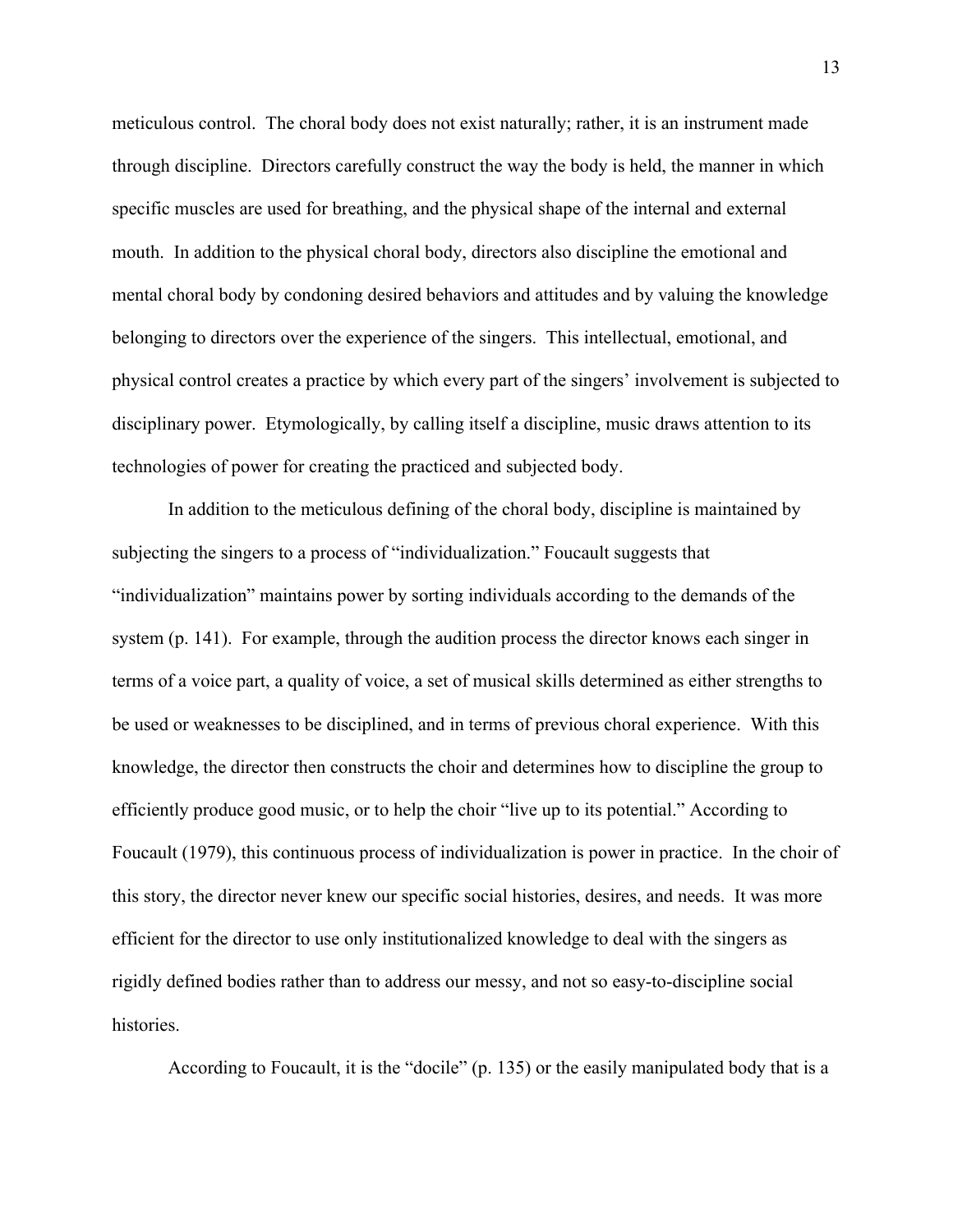meticulous control. The choral body does not exist naturally; rather, it is an instrument made through discipline. Directors carefully construct the way the body is held, the manner in which specific muscles are used for breathing, and the physical shape of the internal and external mouth. In addition to the physical choral body, directors also discipline the emotional and mental choral body by condoning desired behaviors and attitudes and by valuing the knowledge belonging to directors over the experience of the singers. This intellectual, emotional, and physical control creates a practice by which every part of the singers' involvement is subjected to disciplinary power. Etymologically, by calling itself a discipline, music draws attention to its technologies of power for creating the practiced and subjected body.

In addition to the meticulous defining of the choral body, discipline is maintained by subjecting the singers to a process of "individualization." Foucault suggests that "individualization" maintains power by sorting individuals according to the demands of the system (p. 141). For example, through the audition process the director knows each singer in terms of a voice part, a quality of voice, a set of musical skills determined as either strengths to be used or weaknesses to be disciplined, and in terms of previous choral experience. With this knowledge, the director then constructs the choir and determines how to discipline the group to efficiently produce good music, or to help the choir "live up to its potential." According to Foucault (1979), this continuous process of individualization is power in practice. In the choir of this story, the director never knew our specific social histories, desires, and needs. It was more efficient for the director to use only institutionalized knowledge to deal with the singers as rigidly defined bodies rather than to address our messy, and not so easy-to-discipline social histories.

According to Foucault, it is the "docile" (p. 135) or the easily manipulated body that is a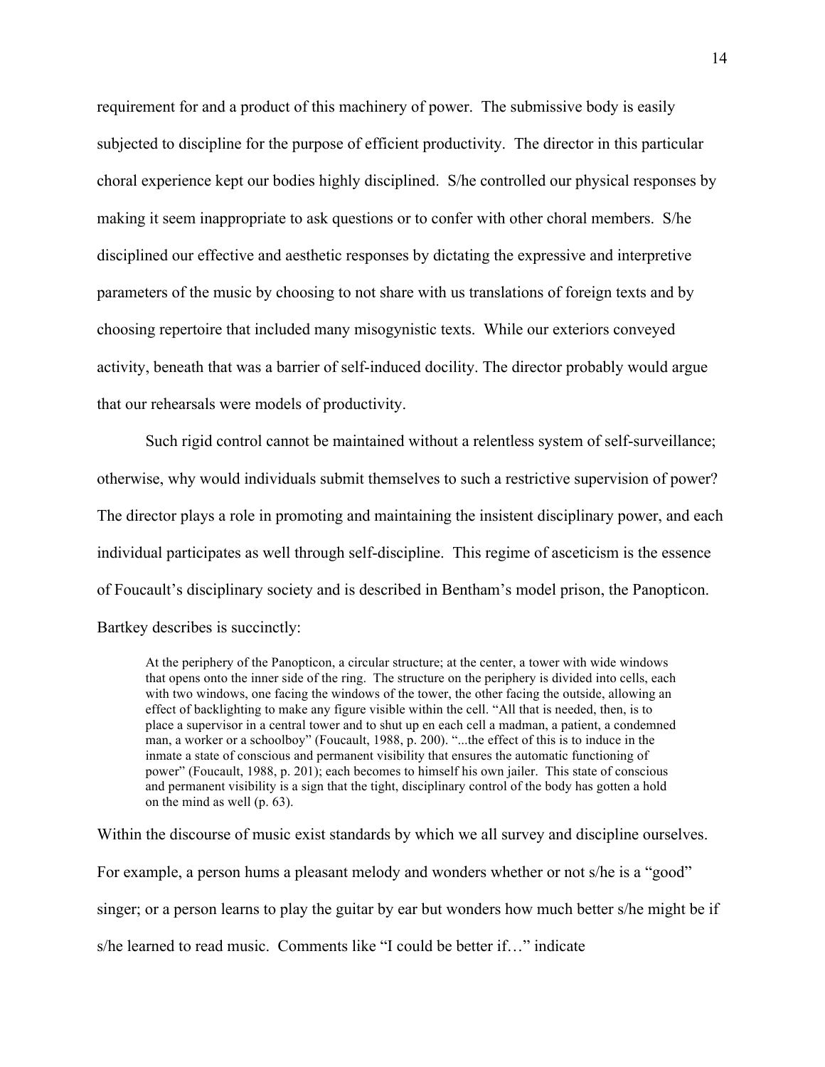requirement for and a product of this machinery of power. The submissive body is easily subjected to discipline for the purpose of efficient productivity. The director in this particular choral experience kept our bodies highly disciplined. S/he controlled our physical responses by making it seem inappropriate to ask questions or to confer with other choral members. S/he disciplined our effective and aesthetic responses by dictating the expressive and interpretive parameters of the music by choosing to not share with us translations of foreign texts and by choosing repertoire that included many misogynistic texts. While our exteriors conveyed activity, beneath that was a barrier of self-induced docility. The director probably would argue that our rehearsals were models of productivity.

Such rigid control cannot be maintained without a relentless system of self-surveillance; otherwise, why would individuals submit themselves to such a restrictive supervision of power? The director plays a role in promoting and maintaining the insistent disciplinary power, and each individual participates as well through self-discipline. This regime of asceticism is the essence of Foucault's disciplinary society and is described in Bentham's model prison, the Panopticon. Bartkey describes is succinctly:

> At the periphery of the Panopticon, a circular structure; at the center, a tower with wide windows that opens onto the inner side of the ring. The structure on the periphery is divided into cells, each with two windows, one facing the windows of the tower, the other facing the outside, allowing an effect of backlighting to make any figure visible within the cell. "All that is needed, then, is to place a supervisor in a central tower and to shut up en each cell a madman, a patient, a condemned man, a worker or a schoolboy" (Foucault, 1988, p. 200). "...the effect of this is to induce in the inmate a state of conscious and permanent visibility that ensures the automatic functioning of power" (Foucault, 1988, p. 201); each becomes to himself his own jailer. This state of conscious and permanent visibility is a sign that the tight, disciplinary control of the body has gotten a hold on the mind as well (p. 63).

Within the discourse of music exist standards by which we all survey and discipline ourselves. For example, a person hums a pleasant melody and wonders whether or not s/he is a "good" singer; or a person learns to play the guitar by ear but wonders how much better s/he might be if s/he learned to read music. Comments like "I could be better if…" indicate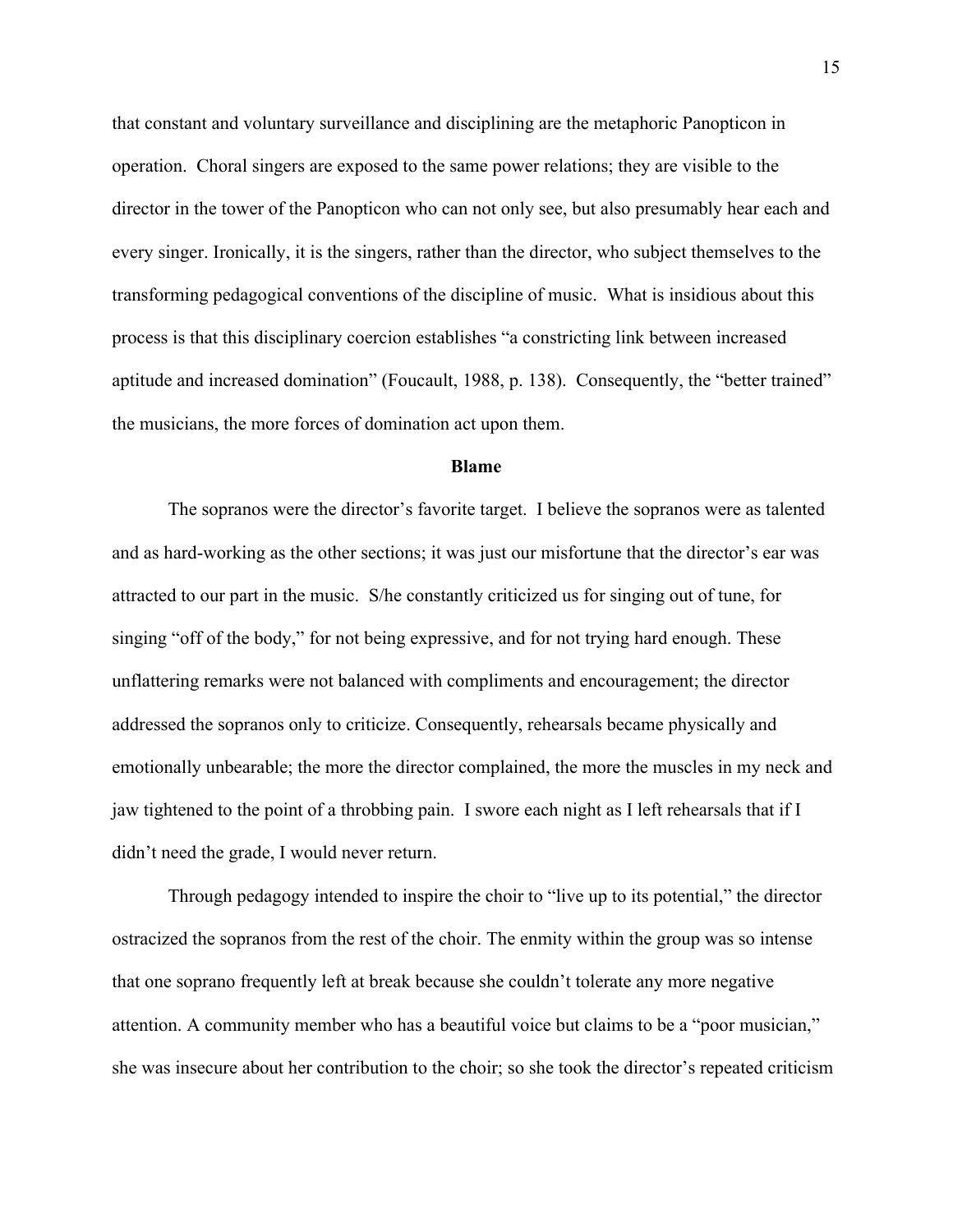that constant and voluntary surveillance and disciplining are the metaphoric Panopticon in operation. Choral singers are exposed to the same power relations; they are visible to the director in the tower of the Panopticon who can not only see, but also presumably hear each and every singer. Ironically, it is the singers, rather than the director, who subject themselves to the transforming pedagogical conventions of the discipline of music. What is insidious about this process is that this disciplinary coercion establishes "a constricting link between increased aptitude and increased domination" (Foucault, 1988, p. 138). Consequently, the "better trained" the musicians, the more forces of domination act upon them.

## Blame

The sopranos were the director's favorite target. I believe the sopranos were as talented and as hard-working as the other sections; it was just our misfortune that the director's ear was attracted to our part in the music. S/he constantly criticized us for singing out of tune, for singing "off of the body," for not being expressive, and for not trying hard enough. These unflattering remarks were not balanced with compliments and encouragement; the director addressed the sopranos only to criticize. Consequently, rehearsals became physically and emotionally unbearable; the more the director complained, the more the muscles in my neck and jaw tightened to the point of a throbbing pain. I swore each night as I left rehearsals that if I didn't need the grade, I would never return.

Through pedagogy intended to inspire the choir to "live up to its potential," the director ostracized the sopranos from the rest of the choir. The enmity within the group was so intense that one soprano frequently left at break because she couldn't tolerate any more negative attention. A community member who has a beautiful voice but claims to be a "poor musician," she was insecure about her contribution to the choir; so she took the director's repeated criticism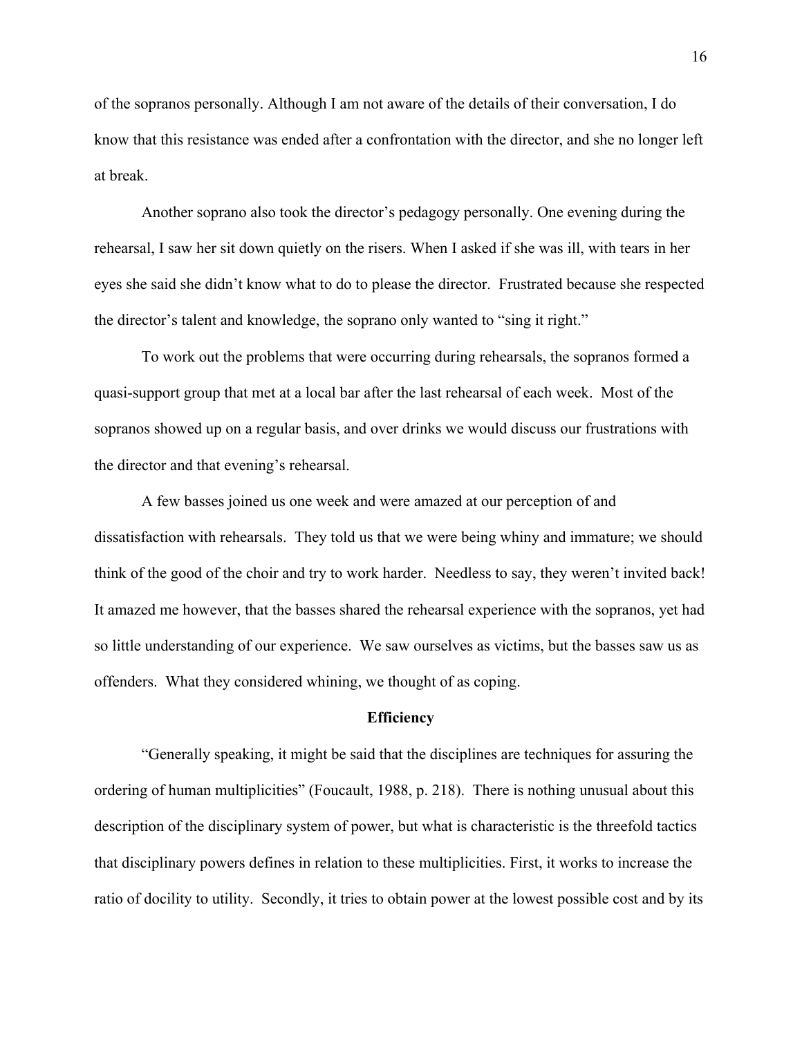of the sopranos personally. Although I am not aware of the details of their conversation, I do know that this resistance was ended after a confrontation with the director, and she no longer left at break.

Another soprano also took the director's pedagogy personally. One evening during the rehearsal, I saw her sit down quietly on the risers. When I asked if she was ill, with tears in her eyes she said she didn't know what to do to please the director. Frustrated because she respected the director's talent and knowledge, the soprano only wanted to "sing it right."

To work out the problems that were occurring during rehearsals, the sopranos formed a quasi-support group that met at a local bar after the last rehearsal of each week. Most of the sopranos showed up on a regular basis, and over drinks we would discuss our frustrations with the director and that evening's rehearsal.

A few basses joined us one week and were amazed at our perception of and dissatisfaction with rehearsals. They told us that we were being whiny and immature; we should think of the good of the choir and try to work harder. Needless to say, they weren't invited back! It amazed me however, that the basses shared the rehearsal experience with the sopranos, yet had so little understanding of our experience. We saw ourselves as victims, but the basses saw us as offenders. What they considered whining, we thought of as coping.

## Efficiency

"Generally speaking, it might be said that the disciplines are techniques for assuring the ordering of human multiplicities" (Foucault, 1988, p. 218). There is nothing unusual about this description of the disciplinary system of power, but what is characteristic is the threefold tactics that disciplinary powers defines in relation to these multiplicities. First, it works to increase the ratio of docility to utility. Secondly, it tries to obtain power at the lowest possible cost and by its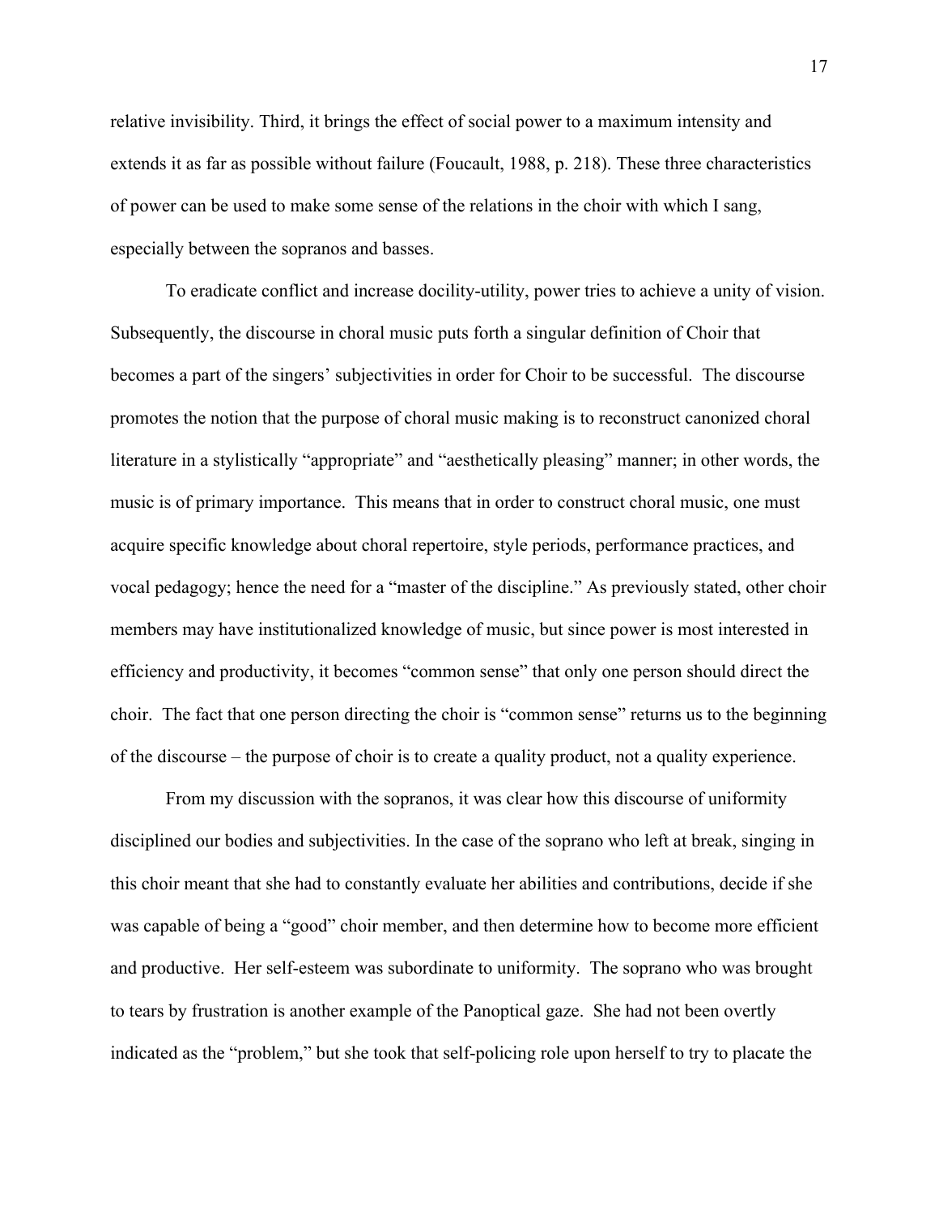relative invisibility. Third, it brings the effect of social power to a maximum intensity and extends it as far as possible without failure (Foucault, 1988, p. 218). These three characteristics of power can be used to make some sense of the relations in the choir with which I sang, especially between the sopranos and basses.

To eradicate conflict and increase docility-utility, power tries to achieve a unity of vision. Subsequently, the discourse in choral music puts forth a singular definition of Choir that becomes a part of the singers' subjectivities in order for Choir to be successful. The discourse promotes the notion that the purpose of choral music making is to reconstruct canonized choral literature in a stylistically "appropriate" and "aesthetically pleasing" manner; in other words, the music is of primary importance. This means that in order to construct choral music, one must acquire specific knowledge about choral repertoire, style periods, performance practices, and vocal pedagogy; hence the need for a "master of the discipline." As previously stated, other choir members may have institutionalized knowledge of music, but since power is most interested in efficiency and productivity, it becomes "common sense" that only one person should direct the choir. The fact that one person directing the choir is "common sense" returns us to the beginning of the discourse – the purpose of choir is to create a quality product, not a quality experience.

From my discussion with the sopranos, it was clear how this discourse of uniformity disciplined our bodies and subjectivities. In the case of the soprano who left at break, singing in this choir meant that she had to constantly evaluate her abilities and contributions, decide if she was capable of being a "good" choir member, and then determine how to become more efficient and productive. Her self-esteem was subordinate to uniformity. The soprano who was brought to tears by frustration is another example of the Panoptical gaze. She had not been overtly indicated as the "problem," but she took that self-policing role upon herself to try to placate the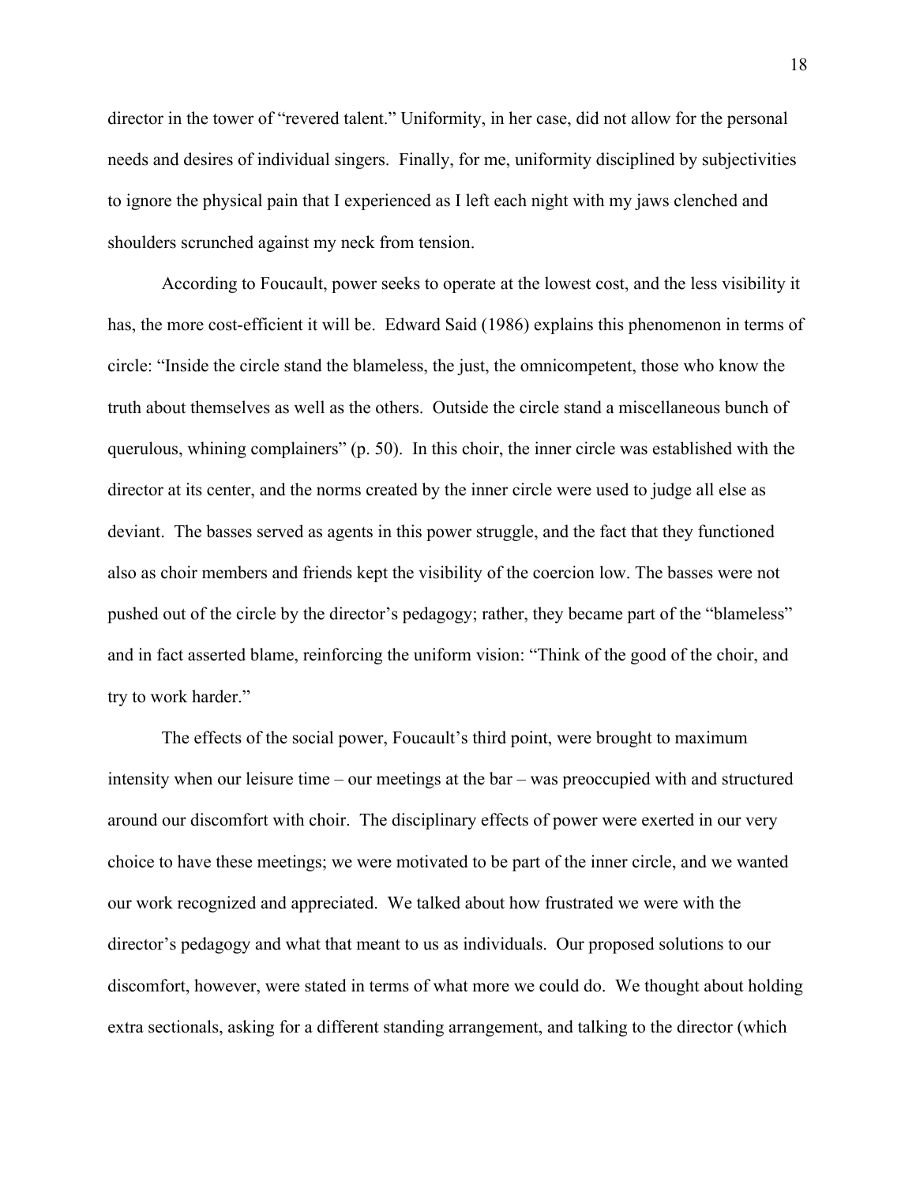director in the tower of "revered talent." Uniformity, in her case, did not allow for the personal needs and desires of individual singers. Finally, for me, uniformity disciplined by subjectivities to ignore the physical pain that I experienced as I left each night with my jaws clenched and shoulders scrunched against my neck from tension.

According to Foucault, power seeks to operate at the lowest cost, and the less visibility it has, the more cost-efficient it will be. Edward Said (1986) explains this phenomenon in terms of circle: "Inside the circle stand the blameless, the just, the omnicompetent, those who know the truth about themselves as well as the others. Outside the circle stand a miscellaneous bunch of querulous, whining complainers" (p. 50). In this choir, the inner circle was established with the director at its center, and the norms created by the inner circle were used to judge all else as deviant. The basses served as agents in this power struggle, and the fact that they functioned also as choir members and friends kept the visibility of the coercion low. The basses were not pushed out of the circle by the director's pedagogy; rather, they became part of the "blameless" and in fact asserted blame, reinforcing the uniform vision: "Think of the good of the choir, and try to work harder."

The effects of the social power, Foucault's third point, were brought to maximum intensity when our leisure time – our meetings at the bar – was preoccupied with and structured around our discomfort with choir. The disciplinary effects of power were exerted in our very choice to have these meetings; we were motivated to be part of the inner circle, and we wanted our work recognized and appreciated. We talked about how frustrated we were with the director's pedagogy and what that meant to us as individuals. Our proposed solutions to our discomfort, however, were stated in terms of what more we could do. We thought about holding extra sectionals, asking for a different standing arrangement, and talking to the director (which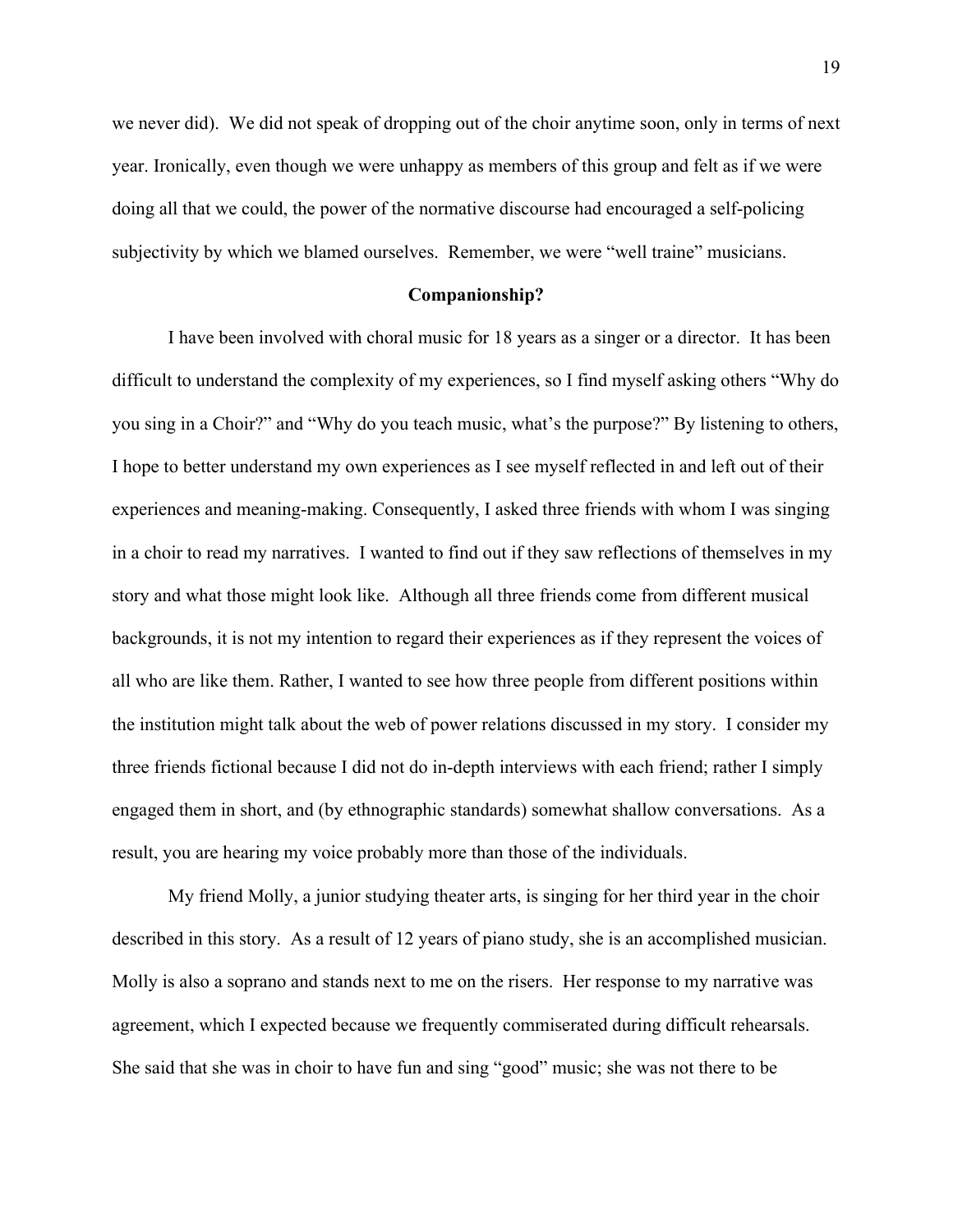we never did). We did not speak of dropping out of the choir anytime soon, only in terms of next year. Ironically, even though we were unhappy as members of this group and felt as if we were doing all that we could, the power of the normative discourse had encouraged a self-policing subjectivity by which we blamed ourselves. Remember, we were "well traine" musicians.

**Companionship?**

I have been involved with choral music for 18 years as a singer or a director. It has been difficult to understand the complexity of my experiences, so I find myself asking others "Why do you sing in a Choir?" and "Why do you teach music, what's the purpose?" By listening to others, I hope to better understand my own experiences as I see myself reflected in and left out of their experiences and meaning-making. Consequently, I asked three friends with whom I was singing in a choir to read my narratives. I wanted to find out if they saw reflections of themselves in my story and what those might look like. Although all three friends come from different musical backgrounds, it is not my intention to regard their experiences as if they represent the voices of all who are like them. Rather, I wanted to see how three people from different positions within the institution might talk about the web of power relations discussed in my story. I consider my three friends fictional because I did not do in-depth interviews with each friend; rather I simply engaged them in short, and (by ethnographic standards) somewhat shallow conversations. As a result, you are hearing my voice probably more than those of the individuals.

My friend Molly, a junior studying theater arts, is singing for her third year in the choir described in this story. As a result of 12 years of piano study, she is an accomplished musician. Molly is also a soprano and stands next to me on the risers. Her response to my narrative was agreement, which I expected because we frequently commiserated during difficult rehearsals. She said that she was in choir to have fun and sing "good" music; she was not there to be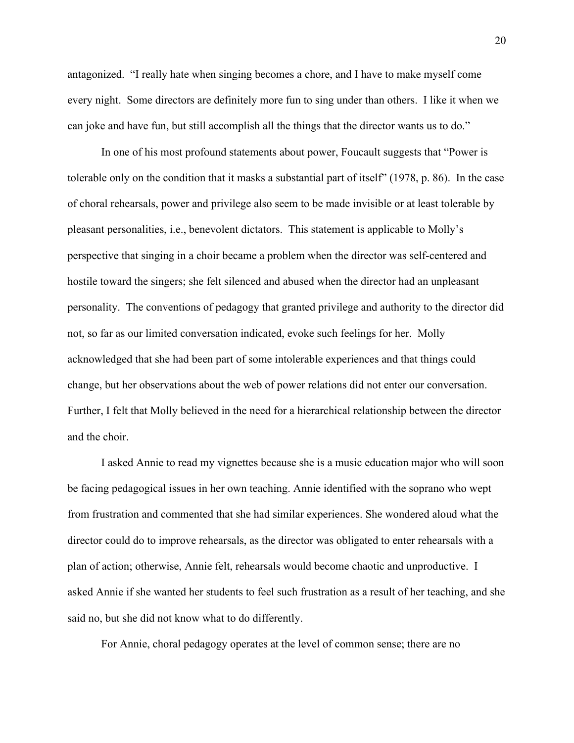antagonized. "I really hate when singing becomes a chore, and I have to make myself come every night. Some directors are definitely more fun to sing under than others. I like it when we can joke and have fun, but still accomplish all the things that the director wants us to do."

In one of his most profound statements about power, Foucault suggests that "Power is tolerable only on the condition that it masks a substantial part of itself" (1978, p. 86). In the case of choral rehearsals, power and privilege also seem to be made invisible or at least tolerable by pleasant personalities, i.e., benevolent dictators. This statement is applicable to Molly's perspective that singing in a choir became a problem when the director was self-centered and hostile toward the singers; she felt silenced and abused when the director had an unpleasant personality. The conventions of pedagogy that granted privilege and authority to the director did not, so far as our limited conversation indicated, evoke such feelings for her. Molly acknowledged that she had been part of some intolerable experiences and that things could change, but her observations about the web of power relations did not enter our conversation. Further, I felt that Molly believed in the need for a hierarchical relationship between the director and the choir.

I asked Annie to read my vignettes because she is a music education major who will soon be facing pedagogical issues in her own teaching. Annie identified with the soprano who wept from frustration and commented that she had similar experiences. She wondered aloud what the director could do to improve rehearsals, as the director was obligated to enter rehearsals with a plan of action; otherwise, Annie felt, rehearsals would become chaotic and unproductive. I asked Annie if she wanted her students to feel such frustration as a result of her teaching, and she said no, but she did not know what to do differently.

For Annie, choral pedagogy operates at the level of common sense; there are no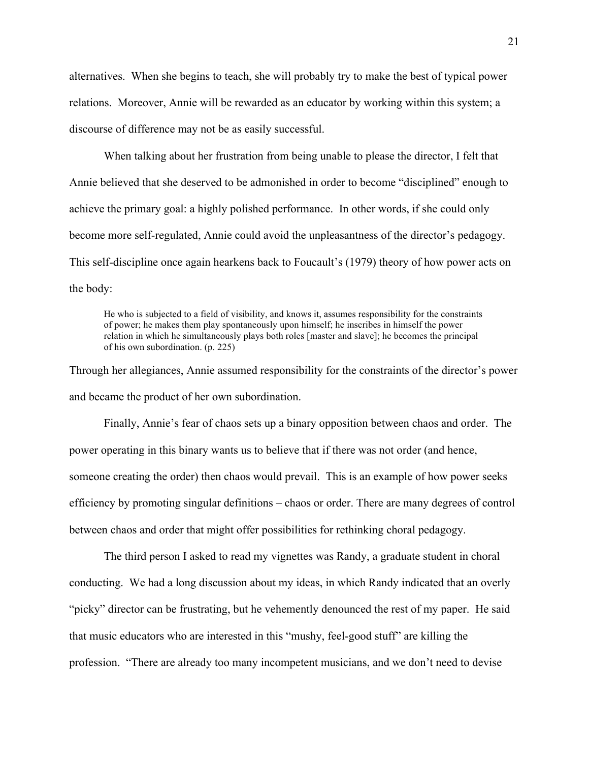alternatives. When she begins to teach, she will probably try to make the best of typical power relations. Moreover, Annie will be rewarded as an educator by working within this system; a discourse of difference may not be as easily successful.

When talking about her frustration from being unable to please the director, I felt that Annie believed that she deserved to be admonished in order to become "disciplined" enough to achieve the primary goal: a highly polished performance. In other words, if she could only become more self-regulated, Annie could avoid the unpleasantness of the director's pedagogy. This self-discipline once again hearkens back to Foucault's (1979) theory of how power acts on the body:

> He who is subjected to a field of visibility, and knows it, assumes responsibility for the constraints of power; he makes them play spontaneously upon himself; he inscribes in himself the power relation in which he simultaneously plays both roles [master and slave]; he becomes the principal of his own subordination. (p. 225)

Through her allegiances, Annie assumed responsibility for the constraints of the director's power and became the product of her own subordination.

Finally, Annie's fear of chaos sets up a binary opposition between chaos and order. The power operating in this binary wants us to believe that if there was not order (and hence, someone creating the order) then chaos would prevail. This is an example of how power seeks efficiency by promoting singular definitions – chaos or order. There are many degrees of control between chaos and order that might offer possibilities for rethinking choral pedagogy.

The third person I asked to read my vignettes was Randy, a graduate student in choral conducting. We had a long discussion about my ideas, in which Randy indicated that an overly "picky" director can be frustrating, but he vehemently denounced the rest of my paper. He said that music educators who are interested in this "mushy, feel-good stuff" are killing the profession. "There are already too many incompetent musicians, and we don't need to devise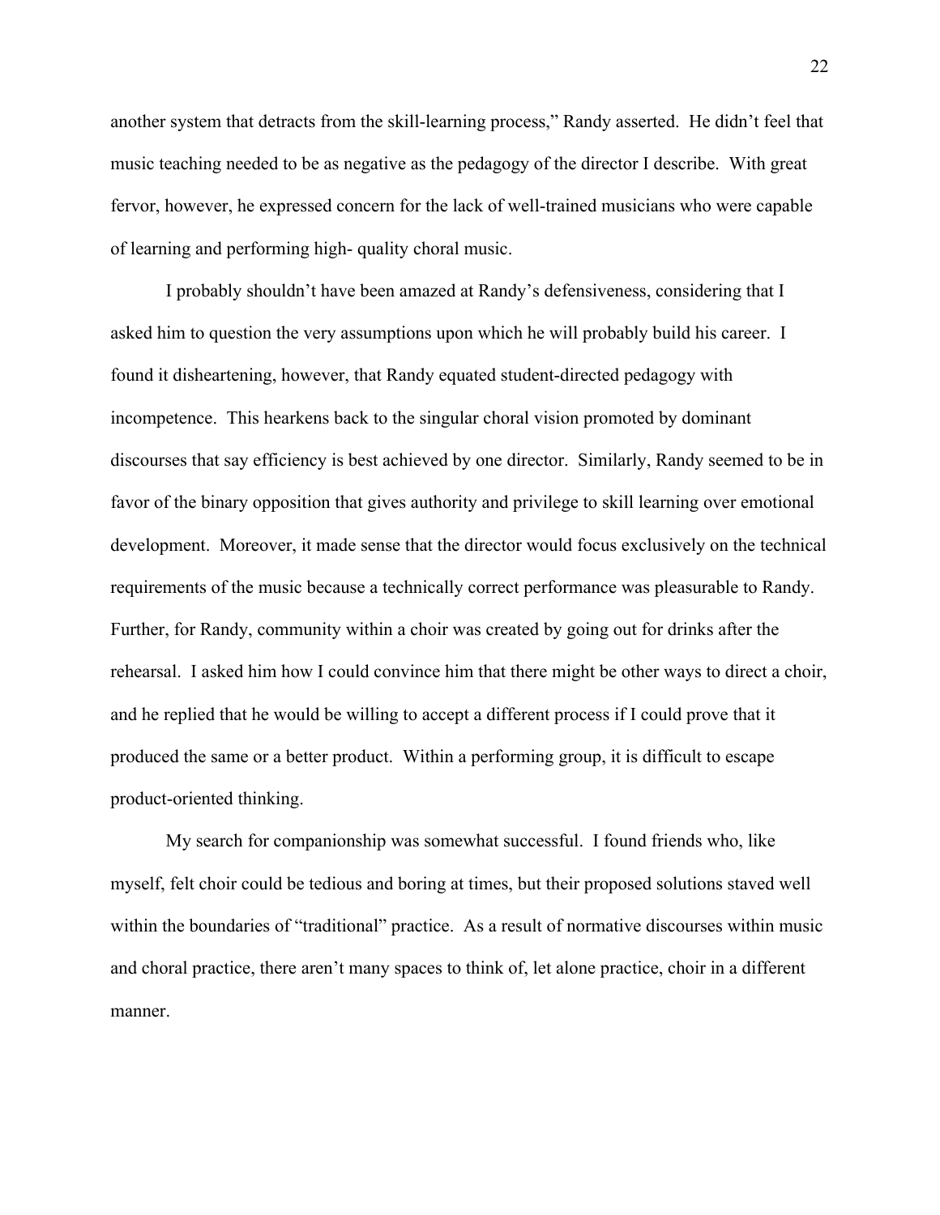another system that detracts from the skill-learning process," Randy asserted. He didn't feel that music teaching needed to be as negative as the pedagogy of the director I describe. With great fervor, however, he expressed concern for the lack of well-trained musicians who were capable of learning and performing high- quality choral music.

I probably shouldn't have been amazed at Randy's defensiveness, considering that I asked him to question the very assumptions upon which he will probably build his career. I found it disheartening, however, that Randy equated student-directed pedagogy with incompetence. This hearkens back to the singular choral vision promoted by dominant discourses that say efficiency is best achieved by one director. Similarly, Randy seemed to be in favor of the binary opposition that gives authority and privilege to skill learning over emotional development. Moreover, it made sense that the director would focus exclusively on the technical requirements of the music because a technically correct performance was pleasurable to Randy. Further, for Randy, community within a choir was created by going out for drinks after the rehearsal. I asked him how I could convince him that there might be other ways to direct a choir, and he replied that he would be willing to accept a different process if I could prove that it produced the same or a better product. Within a performing group, it is difficult to escape product-oriented thinking.

My search for companionship was somewhat successful. I found friends who, like myself, felt choir could be tedious and boring at times, but their proposed solutions staved well within the boundaries of "traditional" practice. As a result of normative discourses within music and choral practice, there aren't many spaces to think of, let alone practice, choir in a different manner.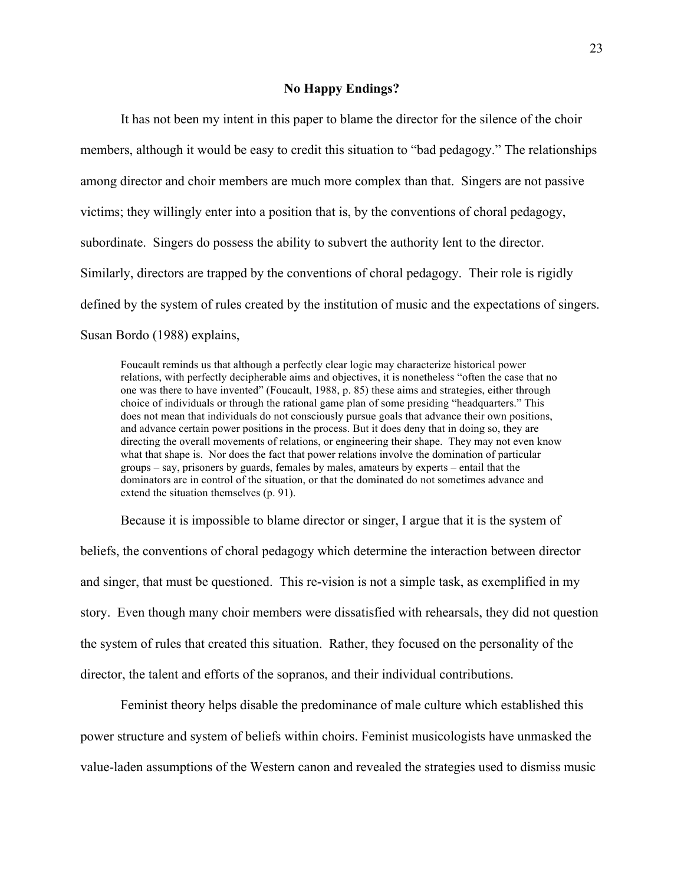**No Happy Endings?**

It has not been my intent in this paper to blame the director for the silence of the choir members, although it would be easy to credit this situation to "bad pedagogy." The relationships among director and choir members are much more complex than that. Singers are not passive victims; they willingly enter into a position that is, by the conventions of choral pedagogy, subordinate. Singers do possess the ability to subvert the authority lent to the director. Similarly, directors are trapped by the conventions of choral pedagogy. Their role is rigidly defined by the system of rules created by the institution of music and the expectations of singers. Susan Bordo (1988) explains,

> Foucault reminds us that although a perfectly clear logic may characterize historical power relations, with perfectly decipherable aims and objectives, it is nonetheless "often the case that no one was there to have invented" (Foucault, 1988, p. 85) these aims and strategies, either through choice of individuals or through the rational game plan of some presiding "headquarters." This does not mean that individuals do not consciously pursue goals that advance their own positions, and advance certain power positions in the process. But it does deny that in doing so, they are directing the overall movements of relations, or engineering their shape. They may not even know what that shape is. Nor does the fact that power relations involve the domination of particular groups – say, prisoners by guards, females by males, amateurs by experts – entail that the dominators are in control of the situation, or that the dominated do not sometimes advance and extend the situation themselves (p. 91).

Because it is impossible to blame director or singer, I argue that it is the system of beliefs, the conventions of choral pedagogy which determine the interaction between director and singer, that must be questioned. This re-vision is not a simple task, as exemplified in my story. Even though many choir members were dissatisfied with rehearsals, they did not question the system of rules that created this situation. Rather, they focused on the personality of the director, the talent and efforts of the sopranos, and their individual contributions.

Feminist theory helps disable the predominance of male culture which established this power structure and system of beliefs within choirs. Feminist musicologists have unmasked the value-laden assumptions of the Western canon and revealed the strategies used to dismiss music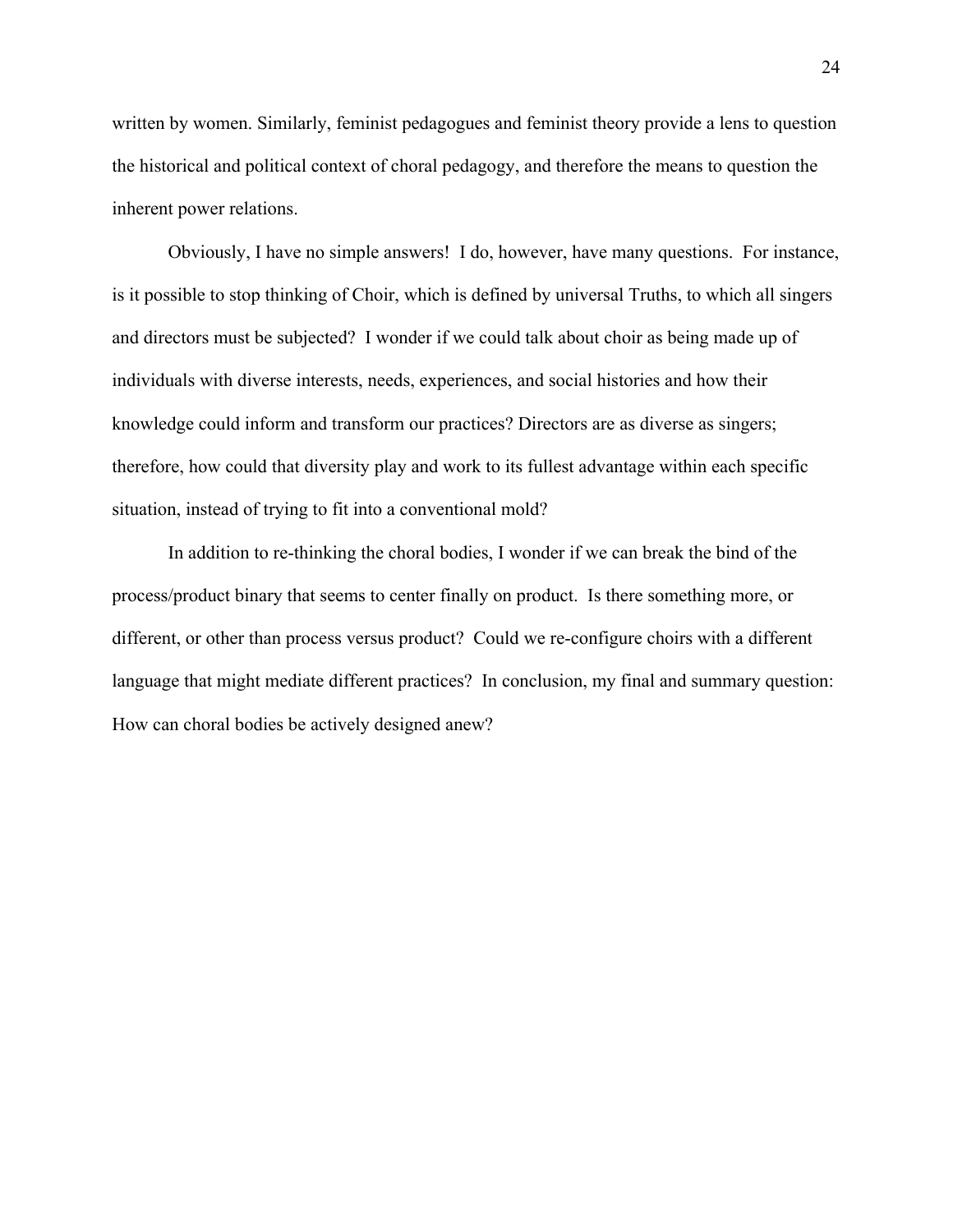written by women. Similarly, feminist pedagogues and feminist theory provide a lens to question the historical and political context of choral pedagogy, and therefore the means to question the inherent power relations.

Obviously, I have no simple answers! I do, however, have many questions. For instance, is it possible to stop thinking of Choir, which is defined by universal Truths, to which all singers and directors must be subjected? I wonder if we could talk about choir as being made up of individuals with diverse interests, needs, experiences, and social histories and how their knowledge could inform and transform our practices? Directors are as diverse as singers; therefore, how could that diversity play and work to its fullest advantage within each specific situation, instead of trying to fit into a conventional mold?

In addition to re-thinking the choral bodies, I wonder if we can break the bind of the process/product binary that seems to center finally on product. Is there something more, or different, or other than process versus product? Could we re-configure choirs with a different language that might mediate different practices? In conclusion, my final and summary question: How can choral bodies be actively designed anew?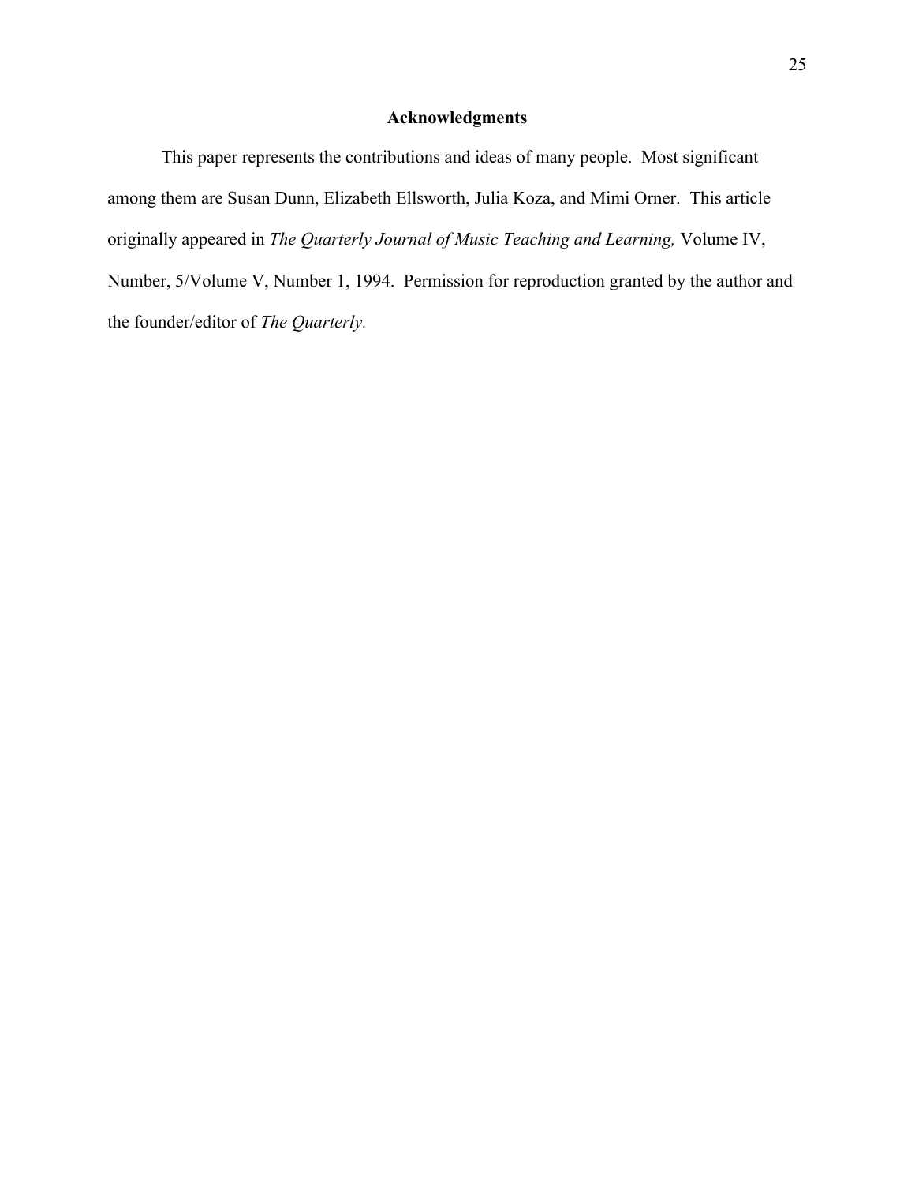## Acknowledgments

This paper represents the contributions and ideas of many people. Most significant among them are Susan Dunn, Elizabeth Ellsworth, Julia Koza, and Mimi Orner. This article originally appeared in *The Quarterly Journal of Music Teaching and Learning,* Volume IV, Number, 5/Volume V, Number 1, 1994. Permission for reproduction granted by the author and the founder/editor of *The Quarterly.*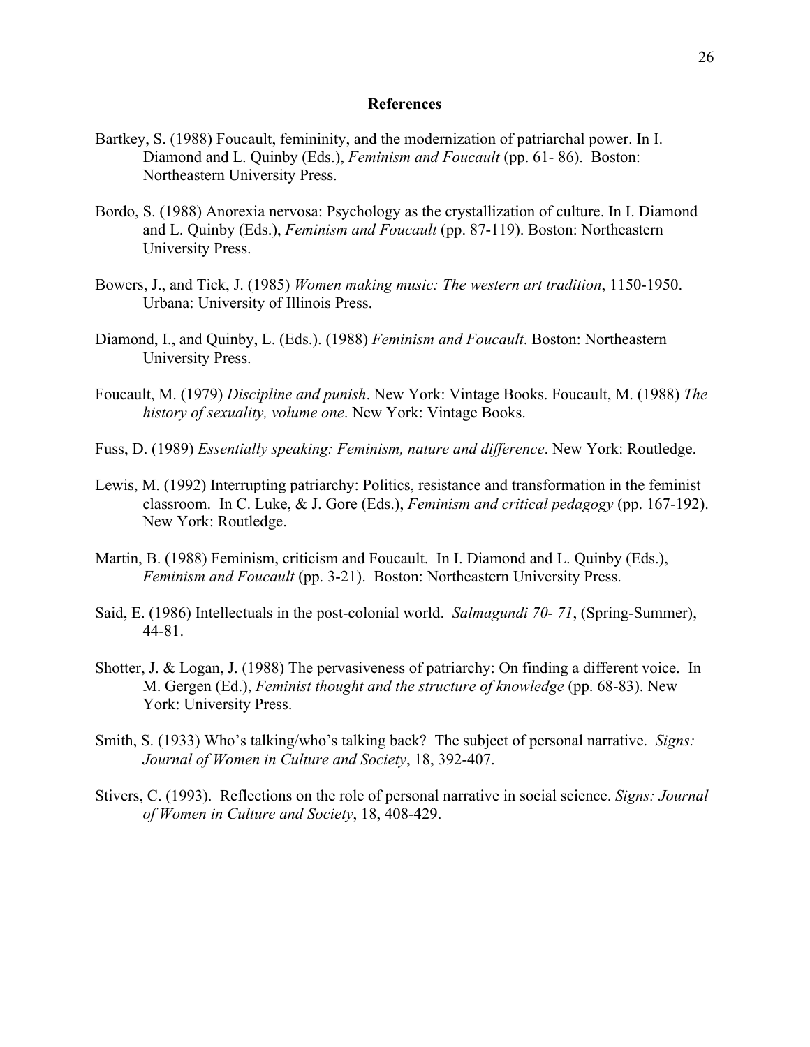## References

Bartkey, S. (1988) Foucault, femininity, and the modernization of patriarchal power. In I. Diamond and L. Quinby (Eds.), *Feminism and Foucault* (pp. 61- 86). Boston: Northeastern University Press.

Bordo, S. (1988) Anorexia nervosa: Psychology as the crystallization of culture. In I. Diamond and L. Quinby (Eds.), *Feminism and Foucault* (pp. 87-119). Boston: Northeastern University Press.

Bowers, J., and Tick, J. (1985) *Women making music: The western art tradition*, 1150-1950. Urbana: University of Illinois Press.

Diamond, I., and Quinby, L. (Eds.). (1988) *Feminism and Foucault*. Boston: Northeastern University Press.

Foucault, M. (1979) *Discipline and punish*. New York: Vintage Books. Foucault, M. (1988) *The history of sexuality, volume one*. New York: Vintage Books.

Fuss, D. (1989) *Essentially speaking: Feminism, nature and difference*. New York: Routledge.

Lewis, M. (1992) Interrupting patriarchy: Politics, resistance and transformation in the feminist classroom. In C. Luke, & J. Gore (Eds.), *Feminism and critical pedagogy* (pp. 167-192). New York: Routledge.

Martin, B. (1988) Feminism, criticism and Foucault. In I. Diamond and L. Quinby (Eds.), *Feminism and Foucault* (pp. 3-21). Boston: Northeastern University Press.

Said, E. (1986) Intellectuals in the post-colonial world. *Salmagundi 70- 71*, (Spring-Summer), 44-81.

Shotter, J. & Logan, J. (1988) The pervasiveness of patriarchy: On finding a different voice. In M. Gergen (Ed.), *Feminist thought and the structure of knowledge* (pp. 68-83). New York: University Press.

Smith, S. (1933) Who's talking/who's talking back? The subject of personal narrative. *Signs: Journal of Women in Culture and Society*, 18, 392-407.

Stivers, C. (1993). Reflections on the role of personal narrative in social science. *Signs: Journal of Women in Culture and Society*, 18, 408-429.